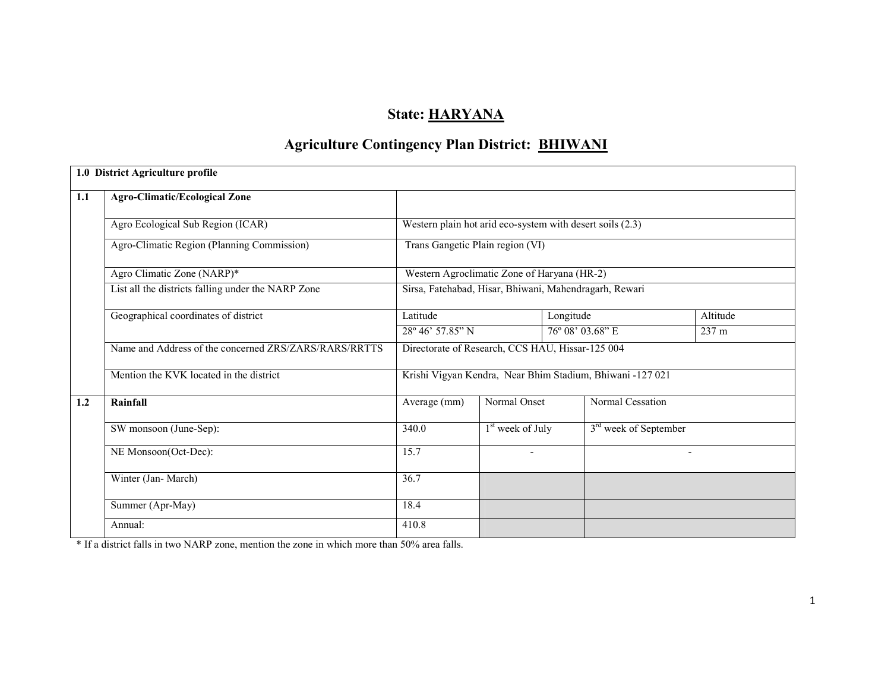# State: HARYANA

# Agriculture Contingency Plan District: BHIWANI

| 1.0 District Agriculture profile | | | | |
|---|---|---|---|---|
| **1.1** | **Agro-Climatic/Ecological Zone** | | | |
| | Agro Ecological Sub Region (ICAR) | Western plain hot arid eco-system with desert soils (2.3) | | |
| | Agro-Climatic Region (Planning Commission) | Trans Gangetic Plain region (VI) | | |
| | Agro Climatic Zone (NARP)* | Western Agroclimatic Zone of Haryana (HR-2) | | |
| | List all the districts falling under the NARP Zone | Sirsa, Fatehabad, Hisar, Bhiwani, Mahendragarh, Rewari | | |
| | Geographical coordinates of district | Latitude | Longitude | Altitude |
| | | 28º 46' 57.85" N | 76º 08' 03.68" E | 237 m |
| | Name and Address of the concerned ZRS/ZARS/RARS/RRTTS | Directorate of Research, CCS HAU, Hissar-125 004 | | |
| | Mention the KVK located in the district | Krishi Vigyan Kendra, Near Bhim Stadium, Bhiwani -127 021 | | |
| **1.2** | **Rainfall** | Average (mm) | Normal Onset | Normal Cessation |
| | SW monsoon (June-Sep): | 340.0 | 1st week of July | 3rd week of September |
| | NE Monsoon(Oct-Dec): | 15.7 | - | - |
| | Winter (Jan- March) | 36.7 | | |
| | Summer (Apr-May) | 18.4 | | |
| | Annual: | 410.8 | | |

\* If a district falls in two NARP zone, mention the zone in which more than 50% area falls.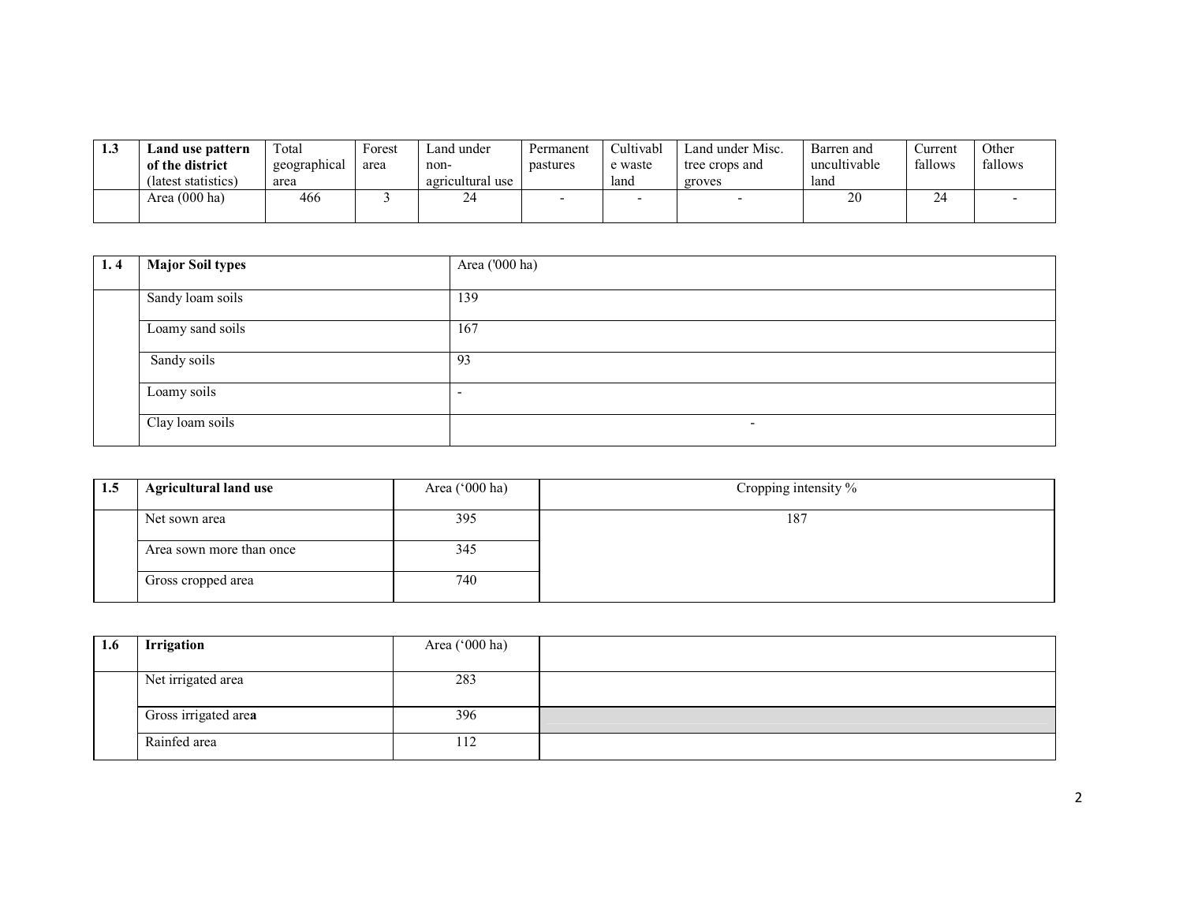| 1.3 | Land use pattern of the district (latest statistics) | Total geographical area | Forest area | Land under non-agricultural use | Permanent pastures | Cultivable waste land | Land under Misc. tree crops and groves | Barren and uncultivable land | Current fallows | Other fallows |
|---|---|---|---|---|---|---|---|---|---|---|
| | Area (000 ha) | 466 | 3 | 24 | - | - | - | 20 | 24 | - |

| 1. 4 | Major Soil types | Area ('000 ha) |
|---|---|---|
| | Sandy loam soils | 139 |
| | Loamy sand soils | 167 |
| | Sandy soils | 93 |
| | Loamy soils | - |
| | Clay loam soils | - |

| 1.5 | Agricultural land use | Area ('000 ha) | Cropping intensity % |
|---|---|---|---|
| | Net sown area | 395 | 187 |
| | Area sown more than once | 345 | |
| | Gross cropped area | 740 | |

| 1.6 | Irrigation | Area ('000 ha) | |
|---|---|---|---|
| | Net irrigated area | 283 | |
| | Gross irrigated area | 396 | |
| | Rainfed area | 112 | |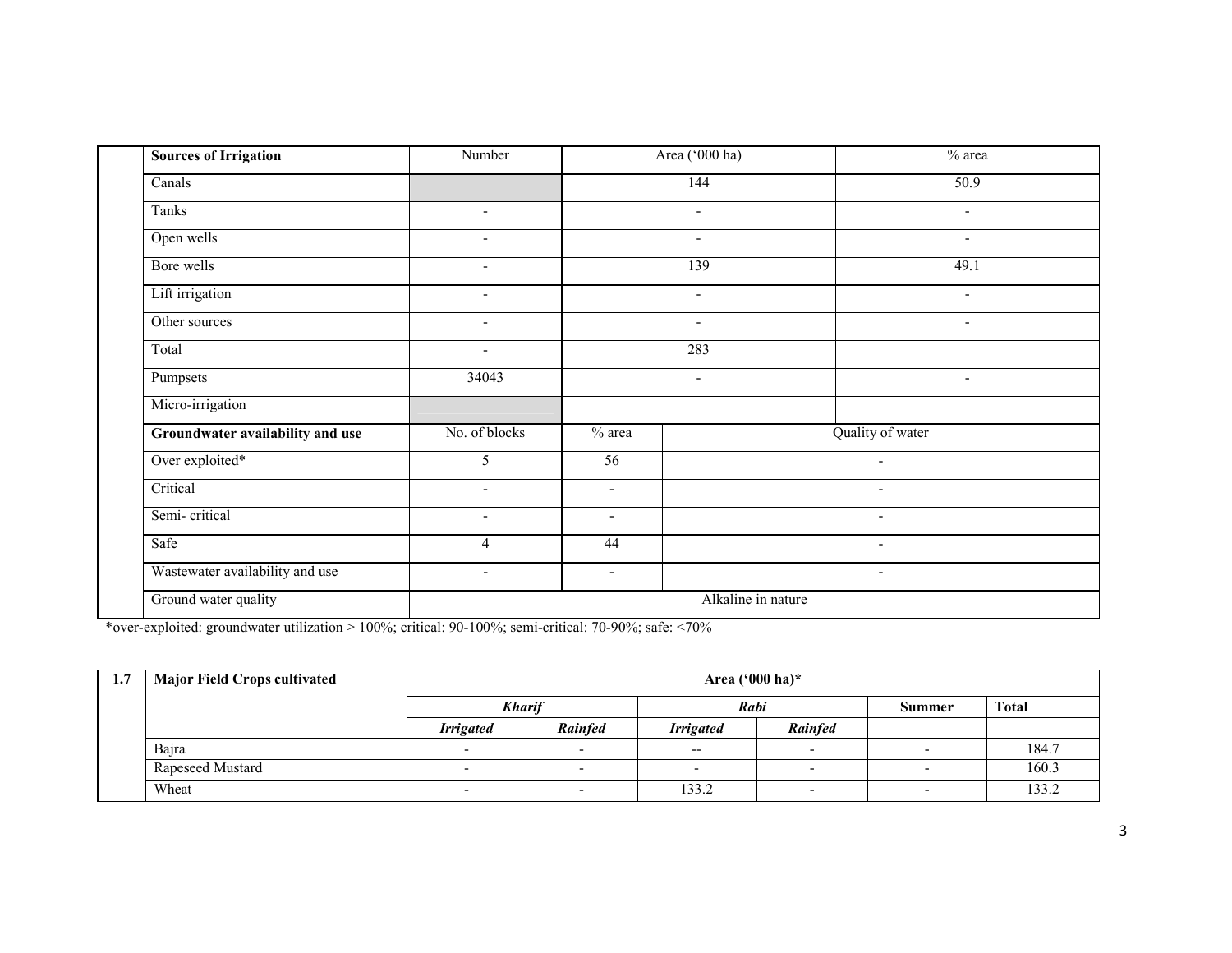| | Sources of Irrigation | Number | Area ('000 ha) | | % area |
|---|---|---|---|---|---|
| | Canals | | 144 | | 50.9 |
| | Tanks | - | - | | - |
| | Open wells | - | - | | - |
| | Bore wells | - | 139 | | 49.1 |
| | Lift irrigation | - | - | | - |
| | Other sources | - | - | | - |
| | Total | - | 283 | | |
| | Pumpsets | 34043 | - | | - |
| | Micro-irrigation | | | | |
| | **Groundwater availability and use** | No. of blocks | % area | Quality of water | |
| | Over exploited* | 5 | 56 | - | |
| | Critical | - | - | - | |
| | Semi- critical | - | - | - | |
| | Safe | 4 | 44 | - | |
| | Wastewater availability and use | - | - | - | |
| | Ground water quality | Alkaline in nature | | | |

*over-exploited: groundwater utilization > 100%; critical: 90-100%; semi-critical: 70-90%; safe: <70%

| 1.7 | Major Field Crops cultivated | Area ('000 ha)* | | | | | |
|---|---|---|---|---|---|---|---|
| | | ***Kharif*** | | ***Rabi*** | | **Summer** | **Total** |
| | | ***Irrigated*** | ***Rainfed*** | ***Irrigated*** | ***Rainfed*** | | |
| | Bajra | - | - | -- | - | - | 184.7 |
| | Rapeseed Mustard | - | - | - | - | - | 160.3 |
| | Wheat | - | - | 133.2 | - | - | 133.2 |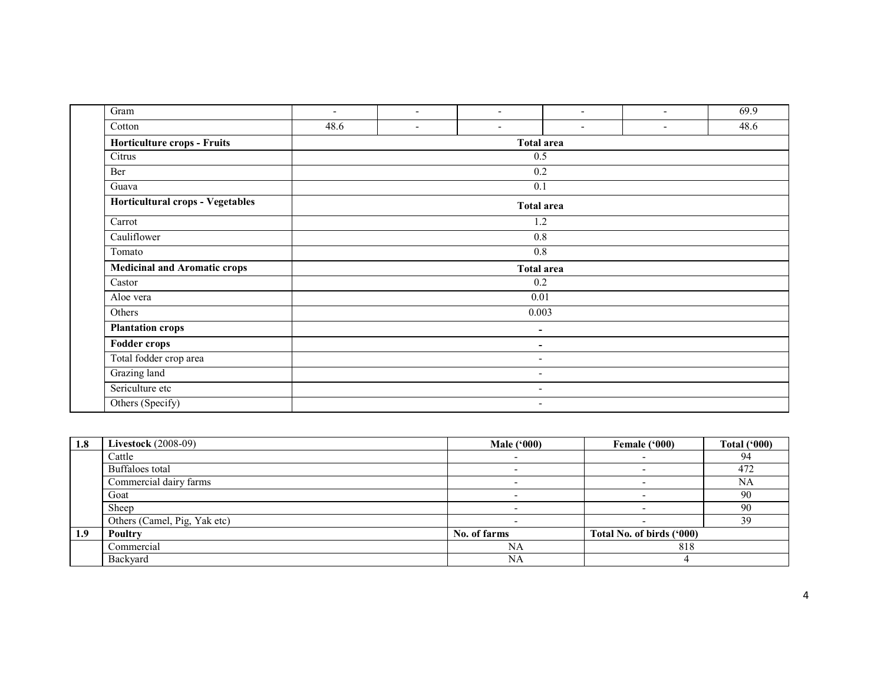| | | | | | | | |
|---|---|---|---|---|---|---|---|
| | Gram | - | - | - | - | - | 69.9 |
| | Cotton | 48.6 | - | - | - | - | 48.6 |
| | **Horticulture crops - Fruits** | **Total area** | | | | | |
| | Citrus | 0.5 | | | | | |
| | Ber | 0.2 | | | | | |
| | Guava | 0.1 | | | | | |
| | **Horticultural crops - Vegetables** | **Total area** | | | | | |
| | Carrot | 1.2 | | | | | |
| | Cauliflower | 0.8 | | | | | |
| | Tomato | 0.8 | | | | | |
| | **Medicinal and Aromatic crops** | **Total area** | | | | | |
| | Castor | 0.2 | | | | | |
| | Aloe vera | 0.01 | | | | | |
| | Others | 0.003 | | | | | |
| | **Plantation crops** | - | | | | | |
| | **Fodder crops** | - | | | | | |
| | Total fodder crop area | - | | | | | |
| | Grazing land | - | | | | | |
| | Sericulture etc | - | | | | | |
| | Others (Specify) | - | | | | | |

| 1.8 | **Livestock** (2008-09) | **Male ('000)** | **Female ('000)** | **Total ('000)** |
|---|---|---|---|---|
| | Cattle | - | - | 94 |
| | Buffaloes total | - | - | 472 |
| | Commercial dairy farms | - | - | NA |
| | Goat | - | - | 90 |
| | Sheep | - | - | 90 |
| | Others (Camel, Pig, Yak etc) | - | - | 39 |
| **1.9** | **Poultry** | **No. of farms** | **Total No. of birds ('000)** | |
| | Commercial | NA | 818 | |
| | Backyard | NA | 4 | |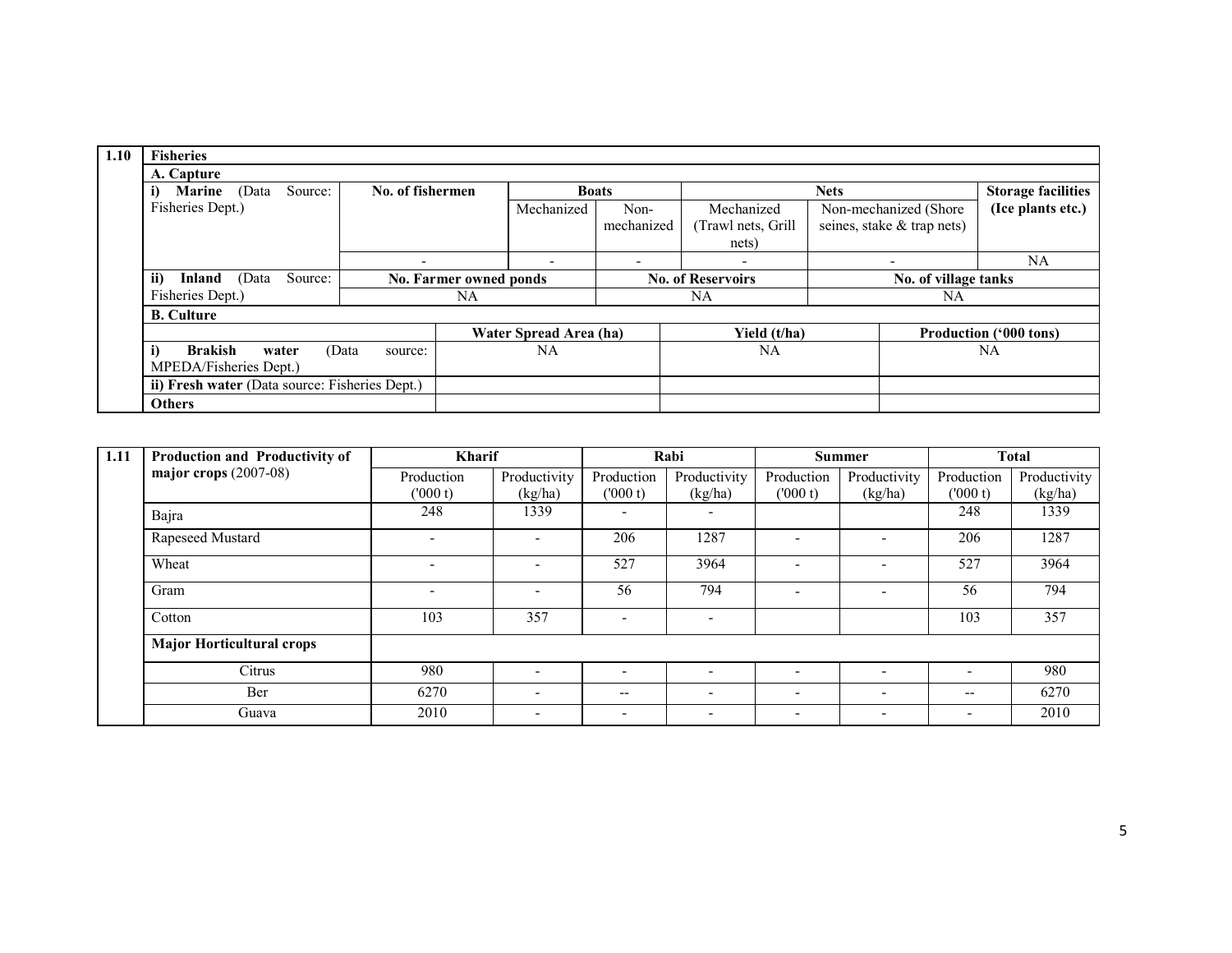| 1.10 | Fisheries | | | | | | |
|---|---|---|---|---|---|---|---|
| | **A. Capture** | | | | | | |
| | **i) Marine** (Data Source: Fisheries Dept.) | **No. of fishermen** | **Boats** | | **Nets** | | **Storage facilities (Ice plants etc.)** |
| | | | Mechanized | Non-mechanized | Mechanized (Trawl nets, Grill nets) | Non-mechanized (Shore seines, stake & trap nets) | |
| | | - | - | - | - | - | NA |
| | **ii) Inland** (Data Source: Fisheries Dept.) | **No. Farmer owned ponds** | | **No. of Reservoirs** | | **No. of village tanks** | |
| | | NA | | NA | | NA | |
| | **B. Culture** | | | | | | |
| | | **Water Spread Area (ha)** | | **Yield (t/ha)** | | **Production ('000 tons)** | |
| | **i) Brakish water** (Data source: MPEDA/Fisheries Dept.) | NA | | NA | | NA | |
| | **ii) Fresh water** (Data source: Fisheries Dept.) | | | | | | |
| | **Others** | | | | | | |

| 1.11 | Production and Productivity of major crops (2007-08) | Kharif | | Rabi | | Summer | | Total | |
|---|---|---|---|---|---|---|---|---|---|
| | | Production ('000 t) | Productivity (kg/ha) | Production ('000 t) | Productivity (kg/ha) | Production ('000 t) | Productivity (kg/ha) | Production ('000 t) | Productivity (kg/ha) |
| | Bajra | 248 | 1339 | - | - | | | 248 | 1339 |
| | Rapeseed Mustard | - | - | 206 | 1287 | - | - | 206 | 1287 |
| | Wheat | - | - | 527 | 3964 | - | - | 527 | 3964 |
| | Gram | - | - | 56 | 794 | - | - | 56 | 794 |
| | Cotton | 103 | 357 | - | - | | | 103 | 357 |
| | **Major Horticultural crops** | | | | | | | | |
| | Citrus | 980 | - | - | - | - | - | - | 980 |
| | Ber | 6270 | - | -- | - | - | - | -- | 6270 |
| | Guava | 2010 | - | - | - | - | - | - | 2010 |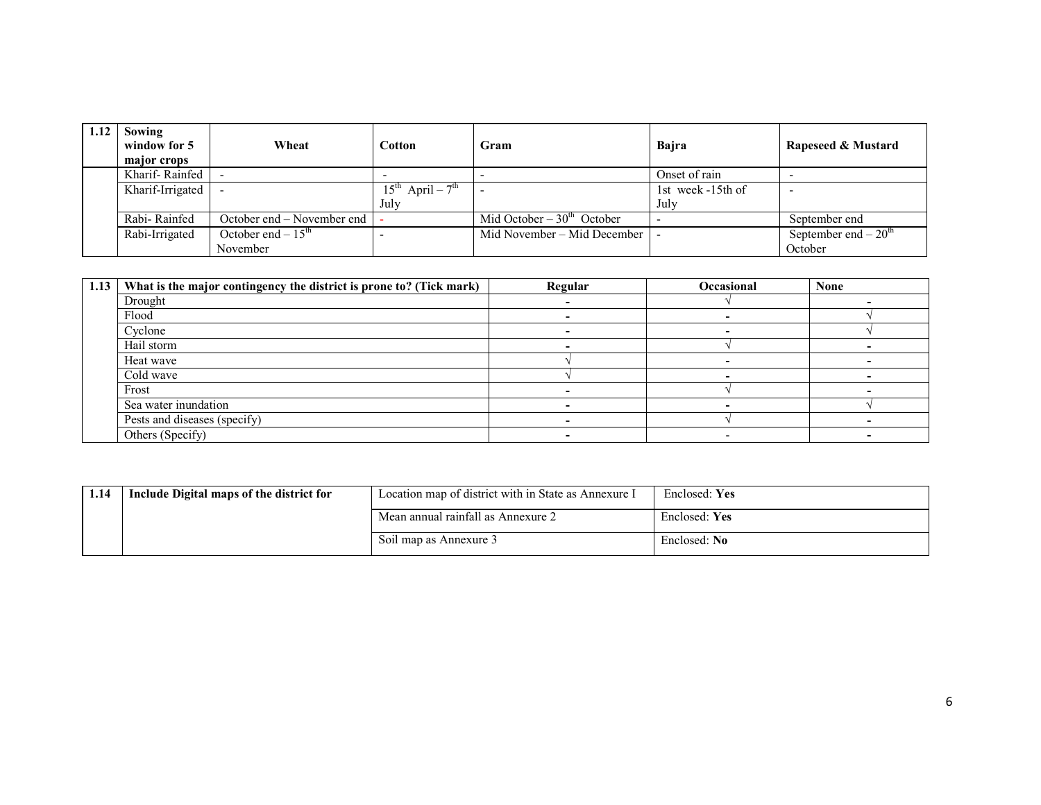| 1.12 | Sowing window for 5 major crops | Wheat | Cotton | Gram | Bajra | Rapeseed & Mustard |
|---|---|---|---|---|---|---|
| | Kharif- Rainfed | - | - | - | Onset of rain | - |
| | Kharif-Irrigated | - | 15th April – 7th July | - | 1st week -15th of July | - |
| | Rabi- Rainfed | October end – November end | - | Mid October – 30th October | - | September end |
| | Rabi-Irrigated | October end – 15th November | - | Mid November – Mid December | - | September end – 20th October |

| 1.13 | What is the major contingency the district is prone to? (Tick mark) | Regular | Occasional | None |
|---|---|---|---|---|
| | Drought | - | √ | - |
| | Flood | - | - | √ |
| | Cyclone | - | - | √ |
| | Hail storm | - | √ | - |
| | Heat wave | √ | - | - |
| | Cold wave | √ | - | - |
| | Frost | - | √ | - |
| | Sea water inundation | - | - | √ |
| | Pests and diseases (specify) | - | √ | - |
| | Others (Specify) | - | - | - |

| 1.14 | Include Digital maps of the district for | Location map of district with in State as Annexure I | Enclosed: **Yes** |
|---|---|---|---|
| | | Mean annual rainfall as Annexure 2 | Enclosed: **Yes** |
| | | Soil map as Annexure 3 | Enclosed: **No** |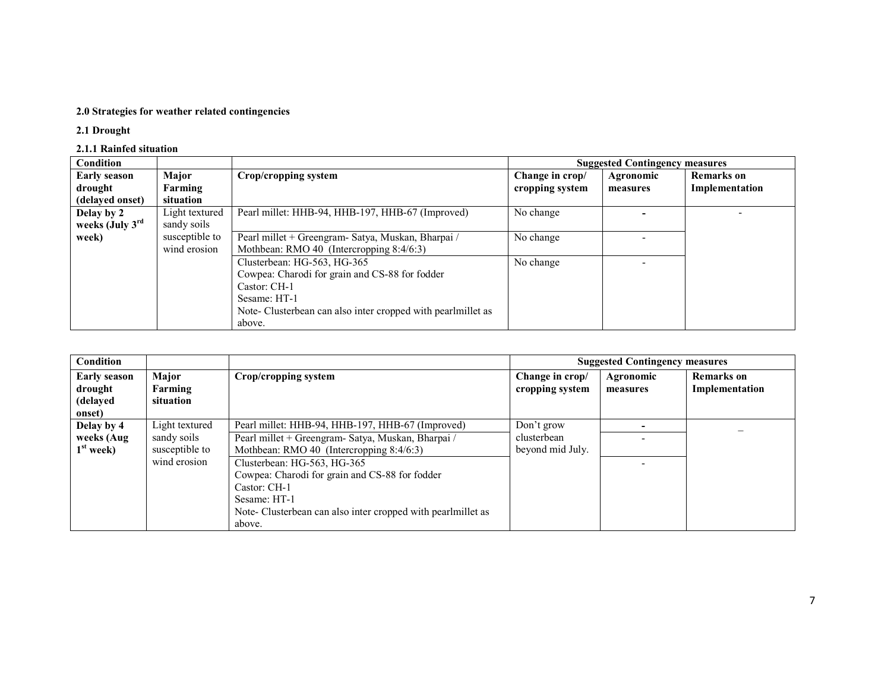**2.0 Strategies for weather related contingencies**

**2.1 Drought**

**2.1.1 Rainfed situation**

| Condition | | | Suggested Contingency measures | | |
|---|---|---|---|---|---|
| **Early season drought (delayed onset)** | **Major Farming situation** | **Crop/cropping system** | **Change in crop/ cropping system** | **Agronomic measures** | **Remarks on Implementation** |
| **Delay by 2 weeks (July 3rd week)** | Light textured sandy soils susceptible to wind erosion | Pearl millet: HHB-94, HHB-197, HHB-67 (Improved) | No change | - | - |
| | | Pearl millet + Greengram- Satya, Muskan, Bharpai / Mothbean: RMO 40 (Intercropping 8:4/6:3) | No change | - | |
| | | Clusterbean: HG-563, HG-365<br>Cowpea: Charodi for grain and CS-88 for fodder<br>Castor: CH-1<br>Sesame: HT-1<br>Note- Clusterbean can also inter cropped with pearlmillet as above. | No change | - | |

| Condition | | | Suggested Contingency measures | | |
|---|---|---|---|---|---|
| **Early season drought (delayed onset)** | **Major Farming situation** | **Crop/cropping system** | **Change in crop/ cropping system** | **Agronomic measures** | **Remarks on Implementation** |
| **Delay by 4 weeks (Aug 1st week)** | Light textured sandy soils susceptible to wind erosion | Pearl millet: HHB-94, HHB-197, HHB-67 (Improved) | Don't grow clusterbean beyond mid July. | - | _ |
| | | Pearl millet + Greengram- Satya, Muskan, Bharpai / Mothbean: RMO 40 (Intercropping 8:4/6:3) | | - | |
| | | Clusterbean: HG-563, HG-365<br>Cowpea: Charodi for grain and CS-88 for fodder<br>Castor: CH-1<br>Sesame: HT-1<br>Note- Clusterbean can also inter cropped with pearlmillet as above. | | - | |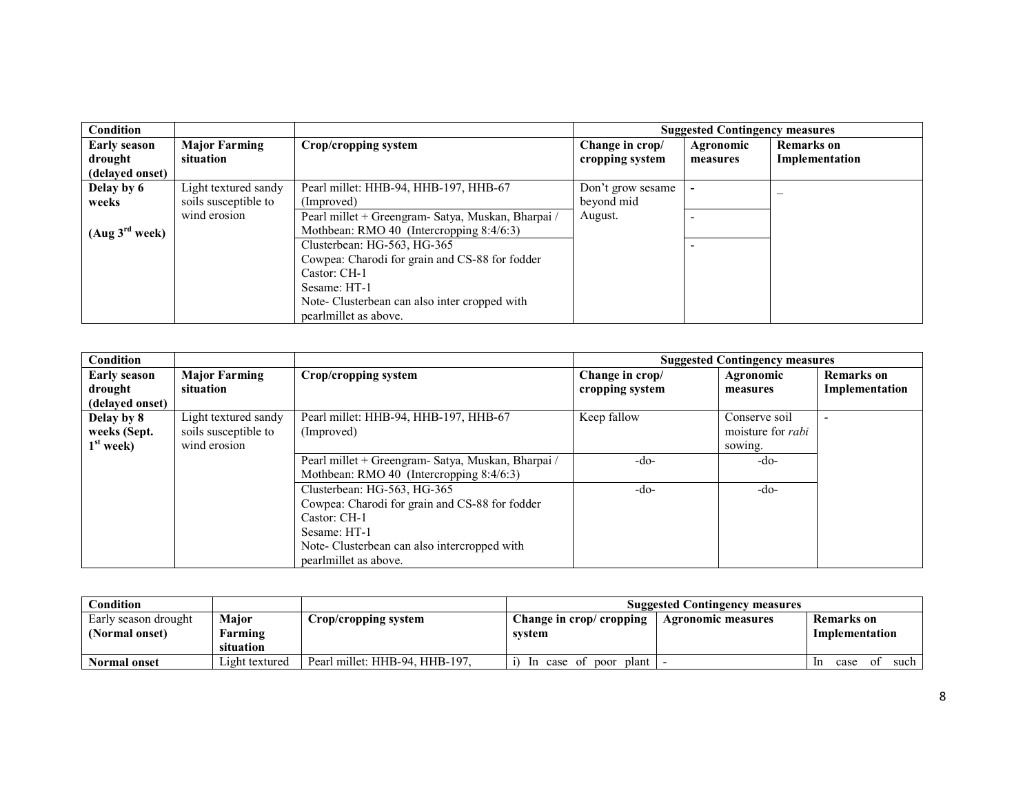| Condition | | | Suggested Contingency measures | | |
|---|---|---|---|---|---|
| **Early season drought (delayed onset)** | **Major Farming situation** | **Crop/cropping system** | **Change in crop/ cropping system** | **Agronomic measures** | **Remarks on Implementation** |
| **Delay by 6 weeks**<br><br>**(Aug 3rd week)** | Light textured sandy soils susceptible to wind erosion | Pearl millet: HHB-94, HHB-197, HHB-67 (Improved) | Don't grow sesame beyond mid August. | - | – |
| | | Pearl millet + Greengram- Satya, Muskan, Bharpai / Mothbean: RMO 40 (Intercropping 8:4/6:3) | | - | |
| | | Clusterbean: HG-563, HG-365<br>Cowpea: Charodi for grain and CS-88 for fodder<br>Castor: CH-1<br>Sesame: HT-1<br>Note- Clusterbean can also inter cropped with pearlmillet as above. | | - | |

| Condition | | | Suggested Contingency measures | | |
|---|---|---|---|---|---|
| **Early season drought (delayed onset)** | **Major Farming situation** | **Crop/cropping system** | **Change in crop/ cropping system** | **Agronomic measures** | **Remarks on Implementation** |
| **Delay by 8 weeks (Sept. 1st week)** | Light textured sandy soils susceptible to wind erosion | Pearl millet: HHB-94, HHB-197, HHB-67 (Improved) | Keep fallow | Conserve soil moisture for *rabi* sowing. | - |
| | | Pearl millet + Greengram- Satya, Muskan, Bharpai / Mothbean: RMO 40 (Intercropping 8:4/6:3) | -do- | -do- | |
| | | Clusterbean: HG-563, HG-365<br>Cowpea: Charodi for grain and CS-88 for fodder<br>Castor: CH-1<br>Sesame: HT-1<br>Note- Clusterbean can also intercropped with pearlmillet as above. | -do- | -do- | |

| Condition | | | Suggested Contingency measures | | |
|---|---|---|---|---|---|
| Early season drought **(Normal onset)** | **Major Farming situation** | **Crop/cropping system** | **Change in crop/ cropping system** | **Agronomic measures** | **Remarks on Implementation** |
| **Normal onset** | Light textured | Pearl millet: HHB-94, HHB-197, | i) In case of poor plant | - | In case of such |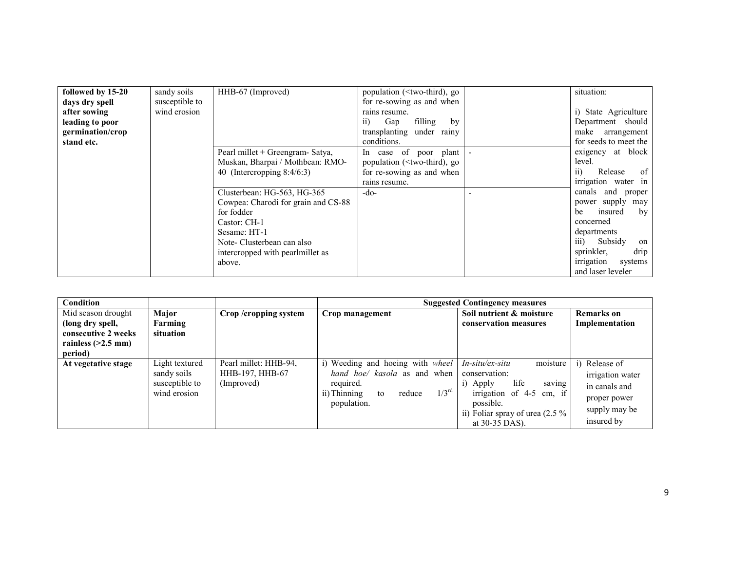| followed by 15-20 days dry spell after sowing leading to poor germination/crop stand etc. | sandy soils susceptible to wind erosion | HHB-67 (Improved) | population (<two-third), go for re-sowing as and when rains resume.<br>ii) Gap filling by transplanting under rainy conditions. | | situation:<br><br>i) State Agriculture Department should make arrangement for seeds to meet the exigency at block level.<br>ii) Release of irrigation water in canals and proper power supply may be insured by concerned departments<br>iii) Subsidy on sprinkler, drip irrigation systems and laser leveler |
|---|---|---|---|---|---|
| | | Pearl millet + Greengram- Satya, Muskan, Bharpai / Mothbean: RMO-40 (Intercropping 8:4/6:3) | In case of poor plant population (<two-third), go for re-sowing as and when rains resume. | - | |
| | | Clusterbean: HG-563, HG-365<br>Cowpea: Charodi for grain and CS-88 for fodder<br>Castor: CH-1<br>Sesame: HT-1<br>Note- Clusterbean can also intercropped with pearlmillet as above. | -do- | - | |

| **Condition** | | | **Suggested Contingency measures** | | |
|---|---|---|---|---|---|
| Mid season drought **(long dry spell, consecutive 2 weeks rainless (>2.5 mm) period)** | **Major Farming situation** | **Crop /cropping system** | **Crop management** | **Soil nutrient & moisture conservation measures** | **Remarks on Implementation** |
| **At vegetative stage** | Light textured sandy soils susceptible to wind erosion | Pearl millet: HHB-94, HHB-197, HHB-67 (Improved) | i) Weeding and hoeing with *wheel hand hoe/ kasola* as and when required.<br>ii) Thinning to reduce 1/3[rd] population. | *In-situ/ex-situ* moisture conservation:<br>i) Apply life saving irrigation of 4-5 cm, if possible.<br>ii) Foliar spray of urea (2.5 % at 30-35 DAS). | i) Release of irrigation water in canals and proper power supply may be insured by |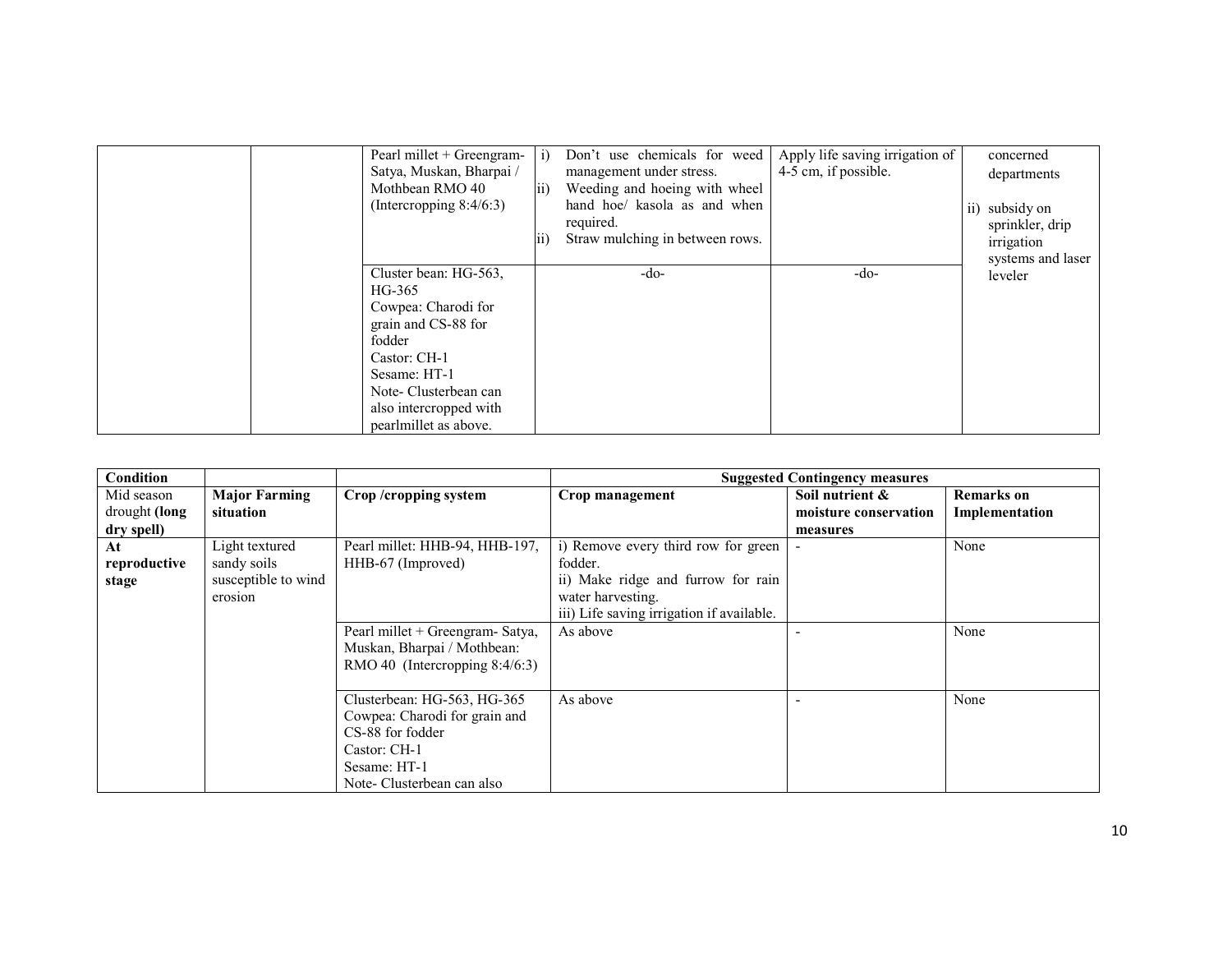| | | | | | |
|---|---|---|---|---|---|
| | | Pearl millet + Greengram- Satya, Muskan, Bharpai / Mothbean RMO 40 (Intercropping 8:4/6:3) | i) Don't use chemicals for weed management under stress.<br>ii) Weeding and hoeing with wheel hand hoe/ kasola as and when required.<br>ii) Straw mulching in between rows. | Apply life saving irrigation of 4-5 cm, if possible. | concerned departments<br><br>ii) subsidy on sprinkler, drip irrigation systems and laser leveler |
| | | Cluster bean: HG-563, HG-365<br>Cowpea: Charodi for grain and CS-88 for fodder<br>Castor: CH-1<br>Sesame: HT-1<br>Note- Clusterbean can also intercropped with pearlmillet as above. | -do- | -do- | |

| Condition | | | Suggested Contingency measures | | |
|---|---|---|---|---|---|
| Mid season drought **(long dry spell)** | **Major Farming situation** | **Crop /cropping system** | **Crop management** | **Soil nutrient & moisture conservation measures** | **Remarks on Implementation** |
| **At reproductive stage** | Light textured sandy soils susceptible to wind erosion | Pearl millet: HHB-94, HHB-197, HHB-67 (Improved) | i) Remove every third row for green fodder.<br>ii) Make ridge and furrow for rain water harvesting.<br>iii) Life saving irrigation if available. | - | None |
| | | Pearl millet + Greengram- Satya, Muskan, Bharpai / Mothbean: RMO 40 (Intercropping 8:4/6:3) | As above | - | None |
| | | Clusterbean: HG-563, HG-365<br>Cowpea: Charodi for grain and CS-88 for fodder<br>Castor: CH-1<br>Sesame: HT-1<br>Note- Clusterbean can also | As above | - | None |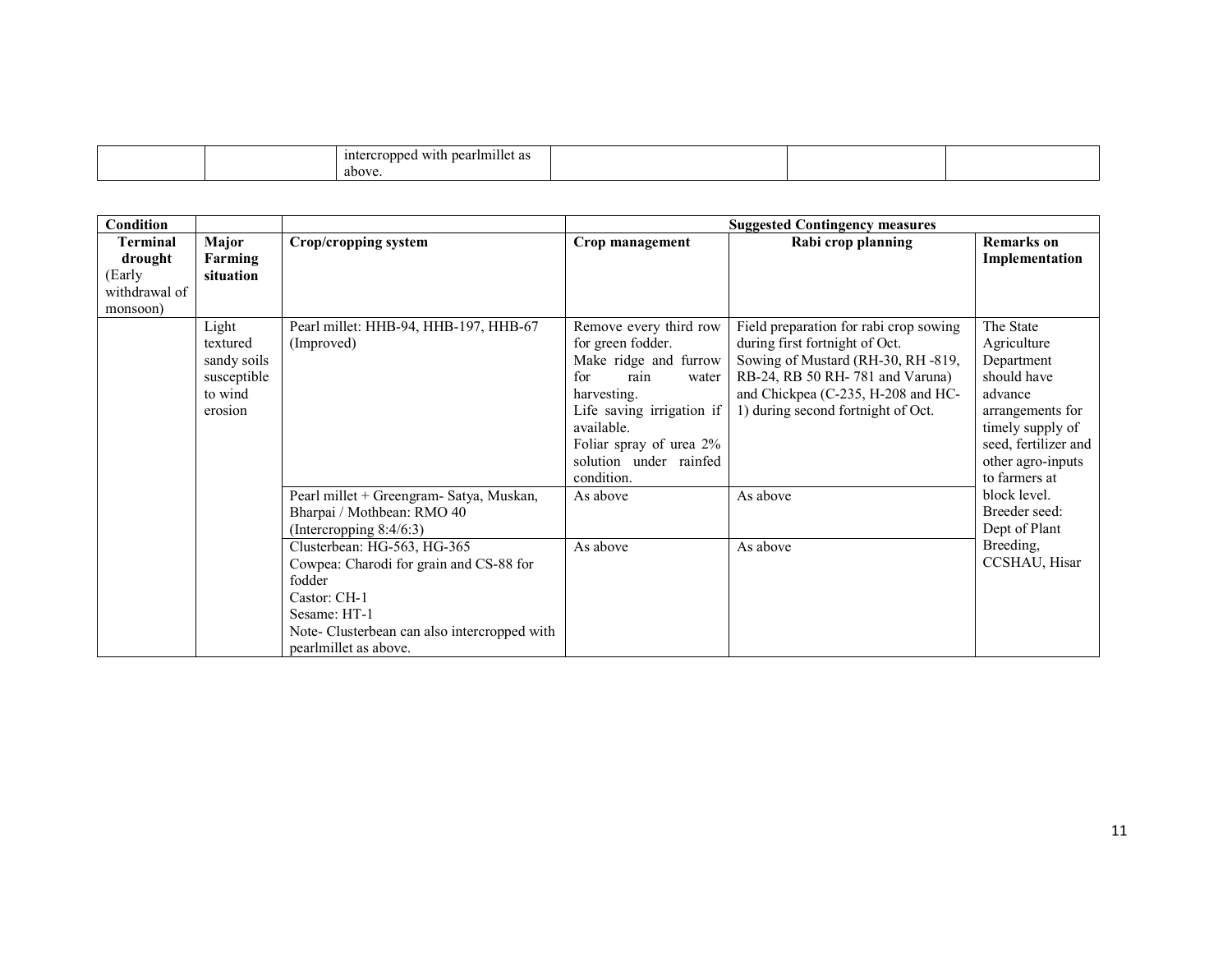| | | intercropped with pearlmillet as above. | | | |
|---|---|---|---|---|---|

| Condition | | | Suggested Contingency measures | | |
|---|---|---|---|---|---|
| **Terminal drought** (Early withdrawal of monsoon) | **Major Farming situation** | **Crop/cropping system** | **Crop management** | **Rabi crop planning** | **Remarks on Implementation** |
| | Light textured sandy soils susceptible to wind erosion | Pearl millet: HHB-94, HHB-197, HHB-67 (Improved) | Remove every third row for green fodder.<br>Make ridge and furrow for rain water harvesting.<br>Life saving irrigation if available.<br>Foliar spray of urea 2% solution under rainfed condition. | Field preparation for rabi crop sowing during first fortnight of Oct.<br>Sowing of Mustard (RH-30, RH -819, RB-24, RB 50 RH- 781 and Varuna) and Chickpea (C-235, H-208 and HC-1) during second fortnight of Oct. | The State Agriculture Department should have advance arrangements for timely supply of seed, fertilizer and other agro-inputs to farmers at block level.<br>Breeder seed: Dept of Plant Breeding, CCSHAU, Hisar |
| | | Pearl millet + Greengram- Satya, Muskan, Bharpai / Mothbean: RMO 40 (Intercropping 8:4/6:3) | As above | As above | |
| | | Clusterbean: HG-563, HG-365<br>Cowpea: Charodi for grain and CS-88 for fodder<br>Castor: CH-1<br>Sesame: HT-1<br>Note- Clusterbean can also intercropped with pearlmillet as above. | As above | As above | |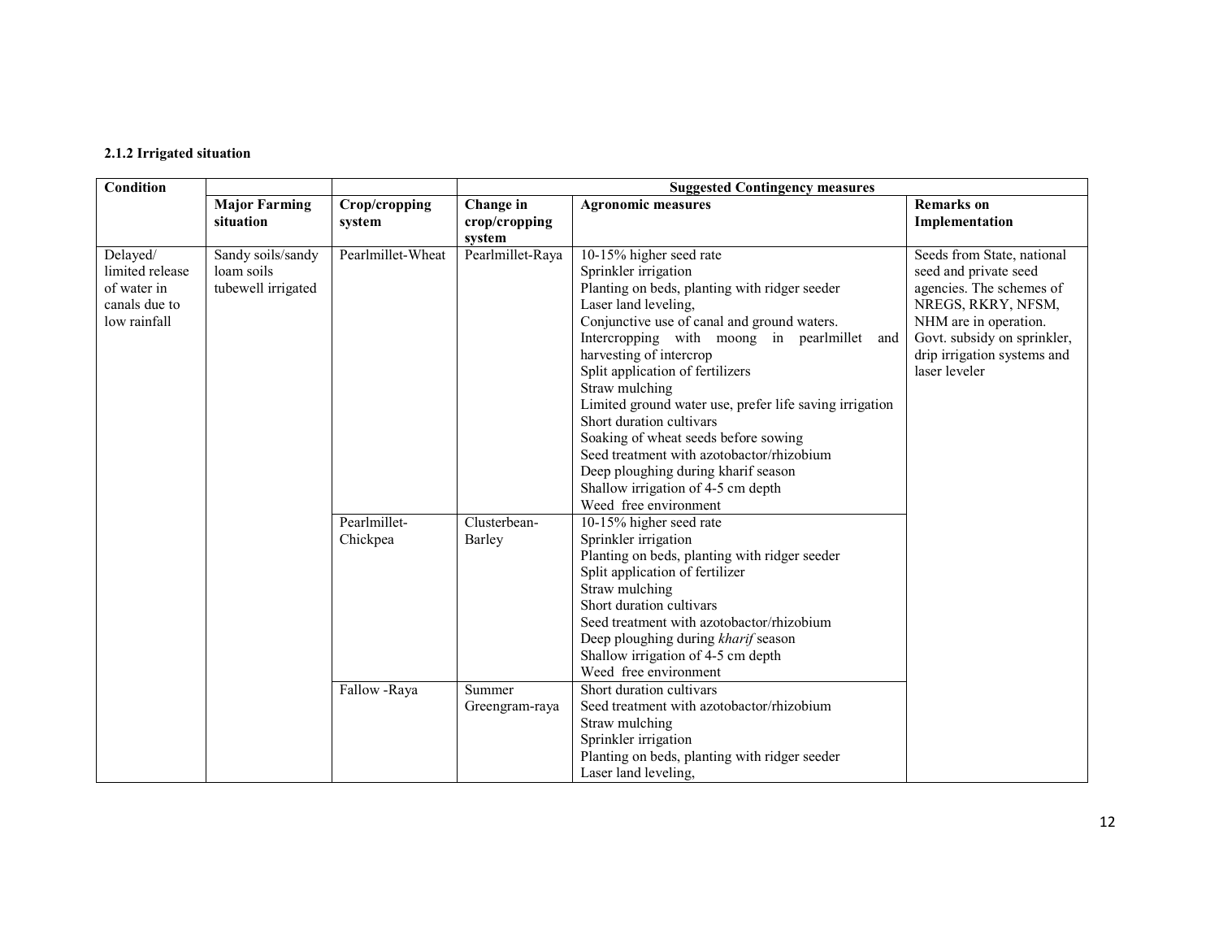**2.1.2 Irrigated situation**

| Condition | | | Suggested Contingency measures | | |
|---|---|---|---|---|---|
| | **Major Farming situation** | **Crop/cropping system** | **Change in crop/cropping system** | **Agronomic measures** | **Remarks on Implementation** |
| Delayed/ limited release of water in canals due to low rainfall | Sandy soils/sandy loam soils tubewell irrigated | Pearlmillet-Wheat | Pearlmillet-Raya | 10-15% higher seed rate<br>Sprinkler irrigation<br>Planting on beds, planting with ridger seeder<br>Laser land leveling,<br>Conjunctive use of canal and ground waters.<br>Intercropping with moong in pearlmillet and harvesting of intercrop<br>Split application of fertilizers<br>Straw mulching<br>Limited ground water use, prefer life saving irrigation<br>Short duration cultivars<br>Soaking of wheat seeds before sowing<br>Seed treatment with azotobactor/rhizobium<br>Deep ploughing during kharif season<br>Shallow irrigation of 4-5 cm depth<br>Weed free environment | Seeds from State, national seed and private seed agencies. The schemes of NREGS, RKRY, NFSM, NHM are in operation. Govt. subsidy on sprinkler, drip irrigation systems and laser leveler |
| | | Pearlmillet-Chickpea | Clusterbean-Barley | 10-15% higher seed rate<br>Sprinkler irrigation<br>Planting on beds, planting with ridger seeder<br>Split application of fertilizer<br>Straw mulching<br>Short duration cultivars<br>Seed treatment with azotobactor/rhizobium<br>Deep ploughing during *kharif* season<br>Shallow irrigation of 4-5 cm depth<br>Weed free environment | |
| | | Fallow -Raya | Summer Greengram-raya | Short duration cultivars<br>Seed treatment with azotobactor/rhizobium<br>Straw mulching<br>Sprinkler irrigation<br>Planting on beds, planting with ridger seeder<br>Laser land leveling, | |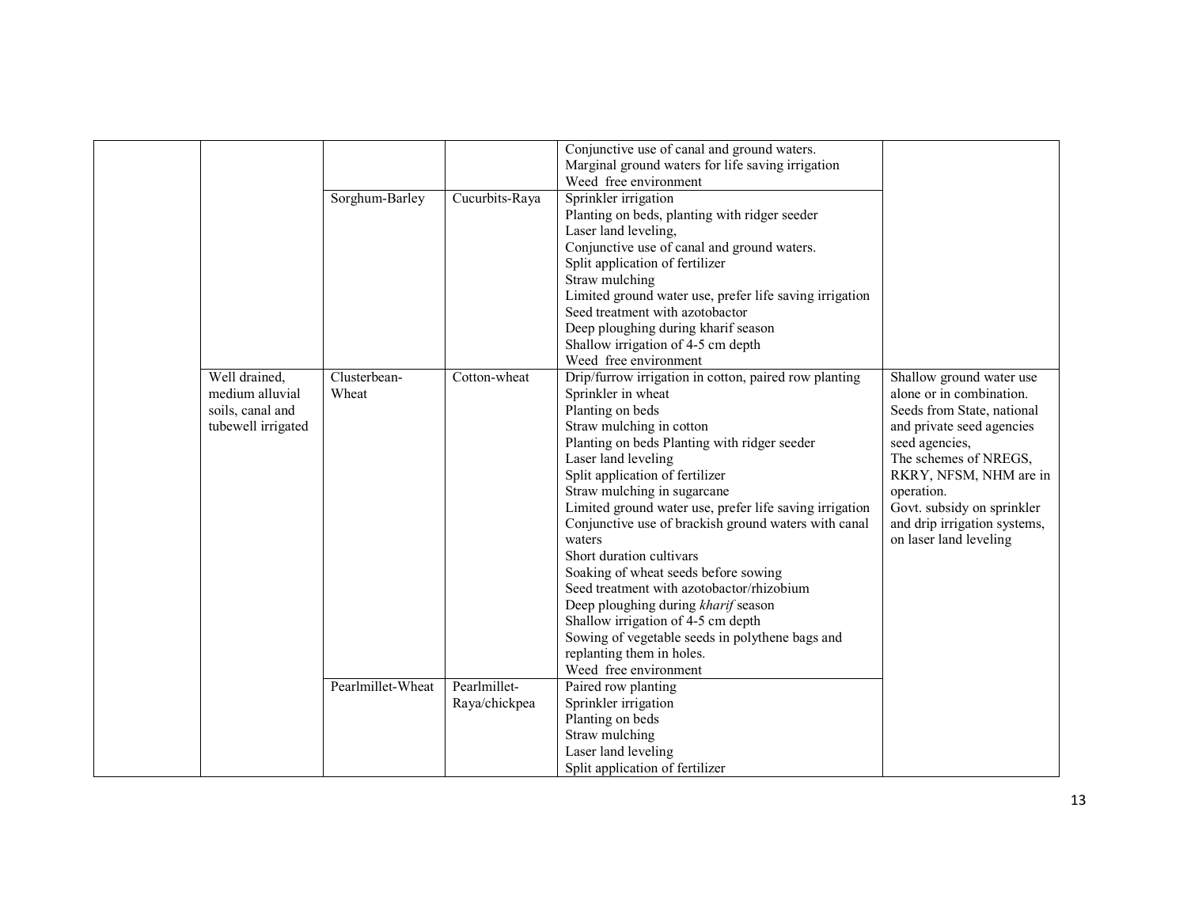| | | | | |
|---|---|---|---|---|
| | | | Conjunctive use of canal and ground waters.<br>Marginal ground waters for life saving irrigation<br>Weed free environment | |
| | Sorghum-Barley | Cucurbits-Raya | Sprinkler irrigation<br>Planting on beds, planting with ridger seeder<br>Laser land leveling,<br>Conjunctive use of canal and ground waters.<br>Split application of fertilizer<br>Straw mulching<br>Limited ground water use, prefer life saving irrigation<br>Seed treatment with azotobactor<br>Deep ploughing during kharif season<br>Shallow irrigation of 4-5 cm depth<br>Weed free environment | |
| Well drained, medium alluvial soils, canal and tubewell irrigated | Clusterbean-Wheat | Cotton-wheat | Drip/furrow irrigation in cotton, paired row planting<br>Sprinkler in wheat<br>Planting on beds<br>Straw mulching in cotton<br>Planting on beds Planting with ridger seeder<br>Laser land leveling<br>Split application of fertilizer<br>Straw mulching in sugarcane<br>Limited ground water use, prefer life saving irrigation<br>Conjunctive use of brackish ground waters with canal waters<br>Short duration cultivars<br>Soaking of wheat seeds before sowing<br>Seed treatment with azotobactor/rhizobium<br>Deep ploughing during *kharif* season<br>Shallow irrigation of 4-5 cm depth<br>Sowing of vegetable seeds in polythene bags and replanting them in holes.<br>Weed free environment | Shallow ground water use alone or in combination.<br>Seeds from State, national and private seed agencies seed agencies,<br>The schemes of NREGS, RKRY, NFSM, NHM are in operation.<br>Govt. subsidy on sprinkler and drip irrigation systems, on laser land leveling |
| | Pearlmillet-Wheat | Pearlmillet-Raya/chickpea | Paired row planting<br>Sprinkler irrigation<br>Planting on beds<br>Straw mulching<br>Laser land leveling<br>Split application of fertilizer | |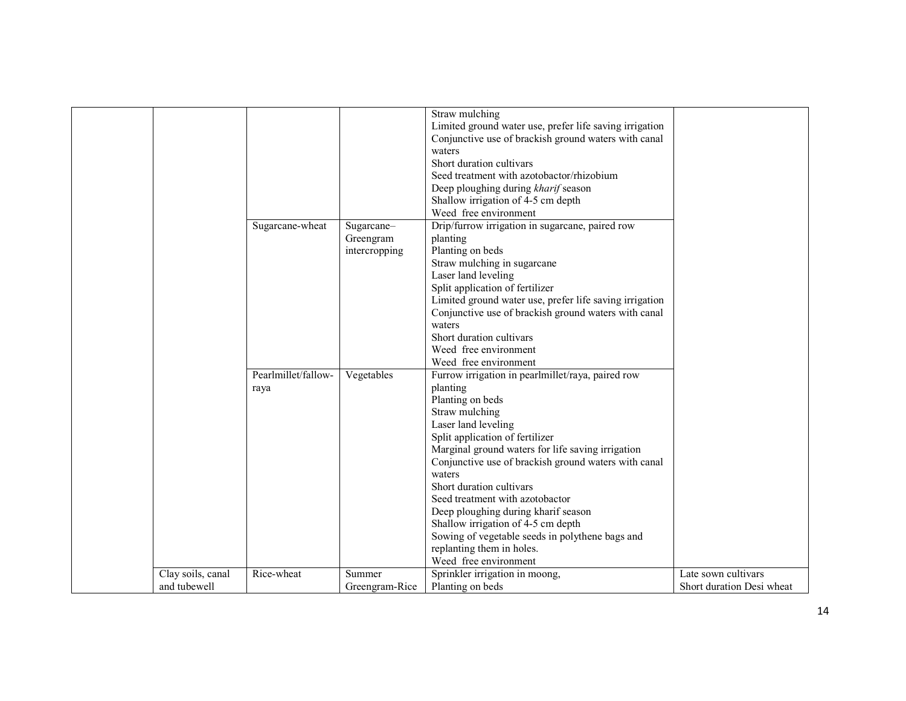| | | | | | |
|---|---|---|---|---|---|
| | | | | Straw mulching<br>Limited ground water use, prefer life saving irrigation<br>Conjunctive use of brackish ground waters with canal waters<br>Short duration cultivars<br>Seed treatment with azotobacter/rhizobium<br>Deep ploughing during *kharif* season<br>Shallow irrigation of 4-5 cm depth<br>Weed free environment | |
| | | Sugarcane-wheat | Sugarcane–Greengram intercropping | Drip/furrow irrigation in sugarcane, paired row planting<br>Planting on beds<br>Straw mulching in sugarcane<br>Laser land leveling<br>Split application of fertilizer<br>Limited ground water use, prefer life saving irrigation<br>Conjunctive use of brackish ground waters with canal waters<br>Short duration cultivars<br>Weed free environment<br>Weed free environment | |
| | | Pearlmillet/fallow-raya | Vegetables | Furrow irrigation in pearlmillet/raya, paired row planting<br>Planting on beds<br>Straw mulching<br>Laser land leveling<br>Split application of fertilizer<br>Marginal ground waters for life saving irrigation<br>Conjunctive use of brackish ground waters with canal waters<br>Short duration cultivars<br>Seed treatment with azotobacter<br>Deep ploughing during kharif season<br>Shallow irrigation of 4-5 cm depth<br>Sowing of vegetable seeds in polythene bags and replanting them in holes.<br>Weed free environment | |
| | Clay soils, canal and tubewell | Rice-wheat | Summer Greengram-Rice | Sprinkler irrigation in moong,<br>Planting on beds | Late sown cultivars<br>Short duration Desi wheat |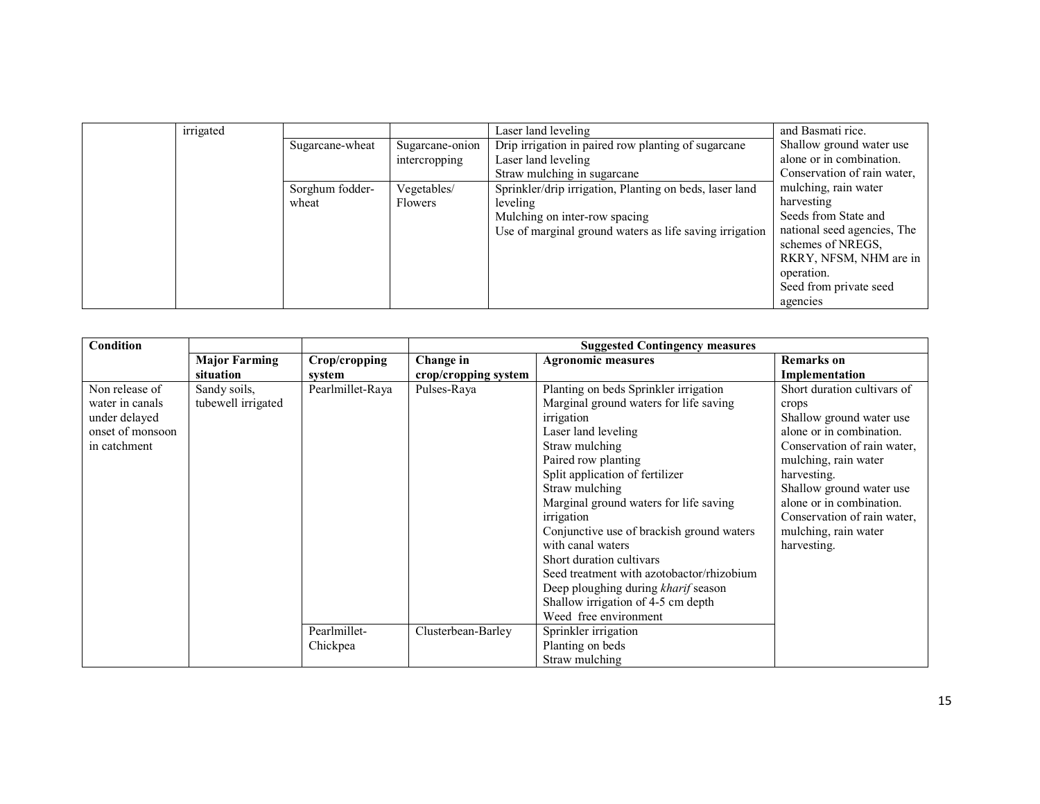|  | irrigated |  |  | Laser land leveling | and Basmati rice. |
|---|---|---|---|---|---|
|  |  | Sugarcane-wheat | Sugarcane-onion intercropping | Drip irrigation in paired row planting of sugarcane<br>Laser land leveling<br>Straw mulching in sugarcane | Shallow ground water use alone or in combination.<br>Conservation of rain water, mulching, rain water harvesting<br>Seeds from State and national seed agencies, The schemes of NREGS, RKRY, NFSM, NHM are in operation.<br>Seed from private seed agencies |
|  |  | Sorghum fodder-wheat | Vegetables/ Flowers | Sprinkler/drip irrigation, Planting on beds, laser land leveling<br>Mulching on inter-row spacing<br>Use of marginal ground waters as life saving irrigation |  |

| Condition |  |  | Suggested Contingency measures |  |  |
|---|---|---|---|---|---|
|  | **Major Farming situation** | **Crop/cropping system** | **Change in crop/cropping system** | **Agronomic measures** | **Remarks on Implementation** |
| Non release of water in canals under delayed onset of monsoon in catchment | Sandy soils, tubewell irrigated | Pearlmillet-Raya | Pulses-Raya | Planting on beds Sprinkler irrigation<br>Marginal ground waters for life saving irrigation<br>Laser land leveling<br>Straw mulching<br>Paired row planting<br>Split application of fertilizer<br>Straw mulching<br>Marginal ground waters for life saving irrigation<br>Conjunctive use of brackish ground waters with canal waters<br>Short duration cultivars<br>Seed treatment with azotobacter/rhizobium<br>Deep ploughing during *kharif* season<br>Shallow irrigation of 4-5 cm depth<br>Weed free environment | Short duration cultivars of crops<br>Shallow ground water use alone or in combination.<br>Conservation of rain water, mulching, rain water harvesting.<br>Shallow ground water use alone or in combination.<br>Conservation of rain water, mulching, rain water harvesting. |
|  |  | Pearlmillet-Chickpea | Clusterbean-Barley | Sprinkler irrigation<br>Planting on beds<br>Straw mulching |  |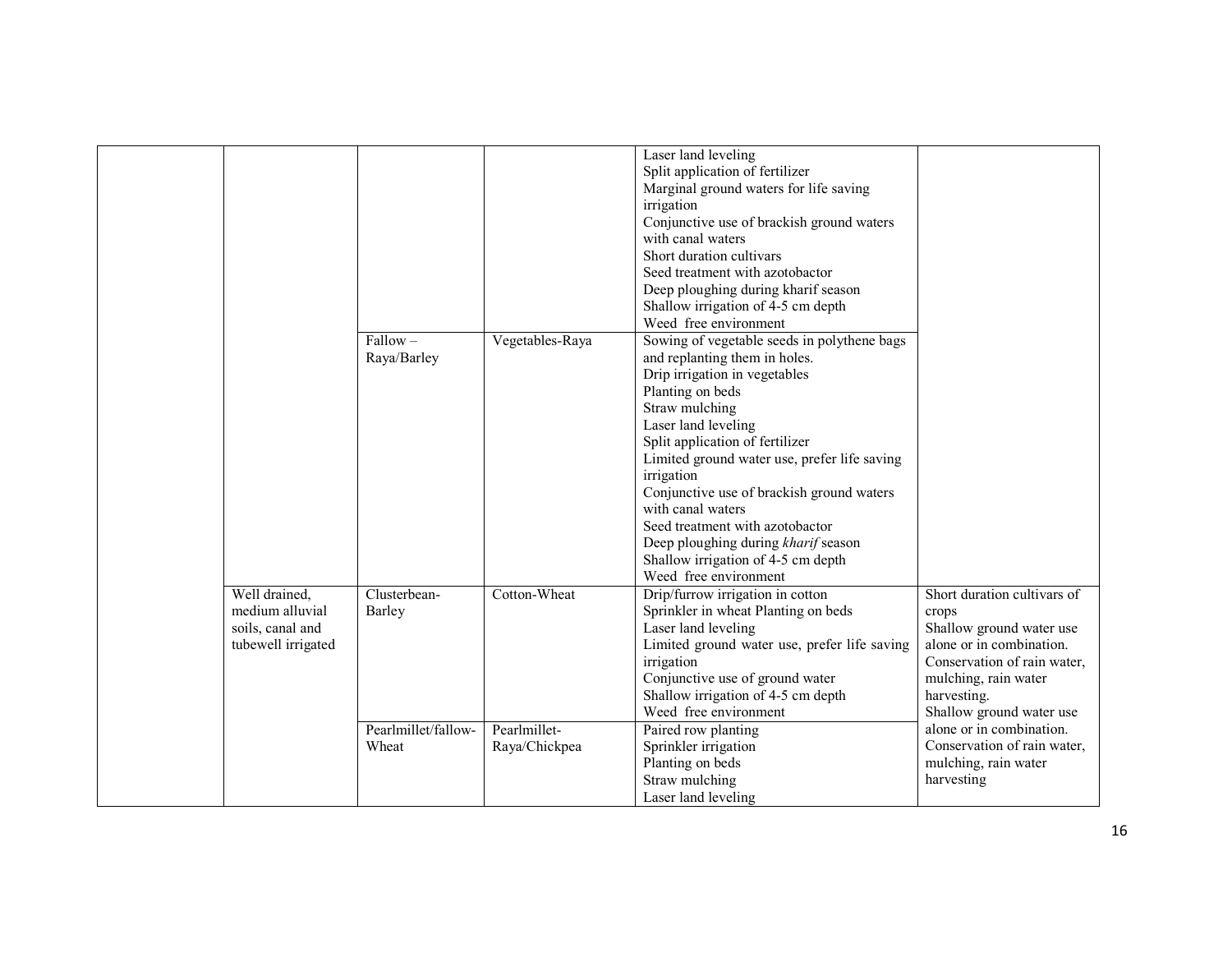| | | | | | |
|---|---|---|---|---|---|
| | | | | Laser land leveling<br>Split application of fertilizer<br>Marginal ground waters for life saving irrigation<br>Conjunctive use of brackish ground waters with canal waters<br>Short duration cultivars<br>Seed treatment with azotobactor<br>Deep ploughing during kharif season<br>Shallow irrigation of 4-5 cm depth<br>Weed free environment | |
| | | Fallow – Raya/Barley | Vegetables-Raya | Sowing of vegetable seeds in polythene bags and replanting them in holes.<br>Drip irrigation in vegetables<br>Planting on beds<br>Straw mulching<br>Laser land leveling<br>Split application of fertilizer<br>Limited ground water use, prefer life saving irrigation<br>Conjunctive use of brackish ground waters with canal waters<br>Seed treatment with azotobactor<br>Deep ploughing during *kharif* season<br>Shallow irrigation of 4-5 cm depth<br>Weed free environment | |
| | Well drained, medium alluvial soils, canal and tubewell irrigated | Clusterbean-Barley | Cotton-Wheat | Drip/furrow irrigation in cotton<br>Sprinkler in wheat Planting on beds<br>Laser land leveling<br>Limited ground water use, prefer life saving irrigation<br>Conjunctive use of ground water<br>Shallow irrigation of 4-5 cm depth<br>Weed free environment | Short duration cultivars of crops<br>Shallow ground water use alone or in combination.<br>Conservation of rain water, mulching, rain water harvesting.<br>Shallow ground water use alone or in combination.<br>Conservation of rain water, mulching, rain water harvesting |
| | | Pearlmillet/fallow-Wheat | Pearlmillet-Raya/Chickpea | Paired row planting<br>Sprinkler irrigation<br>Planting on beds<br>Straw mulching<br>Laser land leveling | |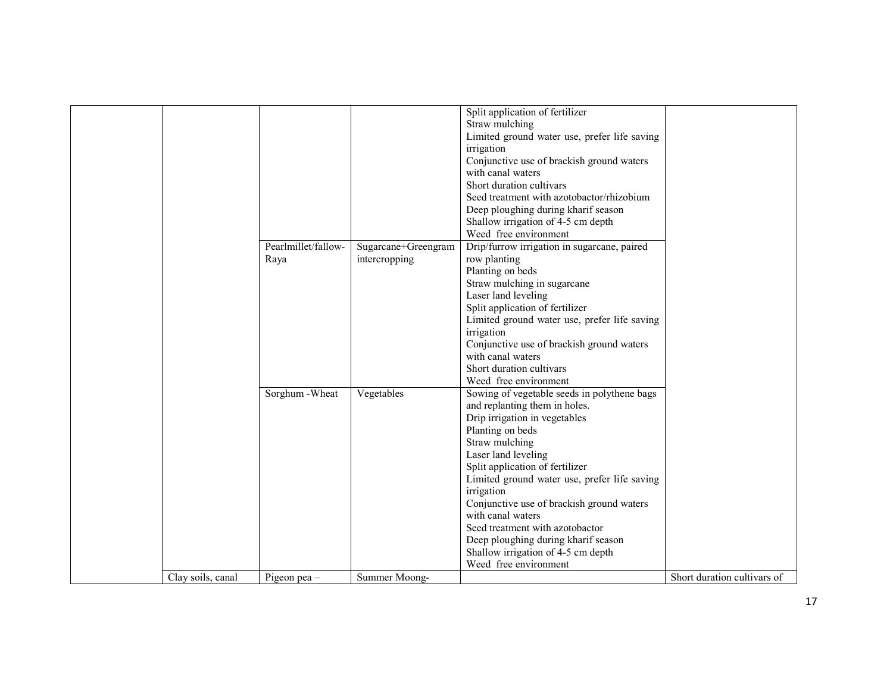| | | | | | |
|---|---|---|---|---|---|
| | | | | Split application of fertilizer<br>Straw mulching<br>Limited ground water use, prefer life saving irrigation<br>Conjunctive use of brackish ground waters with canal waters<br>Short duration cultivars<br>Seed treatment with azotobactor/rhizobium<br>Deep ploughing during kharif season<br>Shallow irrigation of 4-5 cm depth<br>Weed free environment | |
| | | Pearlmillet/fallow-Raya | Sugarcane+Greengram intercropping | Drip/furrow irrigation in sugarcane, paired row planting<br>Planting on beds<br>Straw mulching in sugarcane<br>Laser land leveling<br>Split application of fertilizer<br>Limited ground water use, prefer life saving irrigation<br>Conjunctive use of brackish ground waters with canal waters<br>Short duration cultivars<br>Weed free environment | |
| | | Sorghum -Wheat | Vegetables | Sowing of vegetable seeds in polythene bags and replanting them in holes.<br>Drip irrigation in vegetables<br>Planting on beds<br>Straw mulching<br>Laser land leveling<br>Split application of fertilizer<br>Limited ground water use, prefer life saving irrigation<br>Conjunctive use of brackish ground waters with canal waters<br>Seed treatment with azotobactor<br>Deep ploughing during kharif season<br>Shallow irrigation of 4-5 cm depth<br>Weed free environment | |
| | Clay soils, canal | Pigeon pea – | Summer Moong- | | Short duration cultivars of |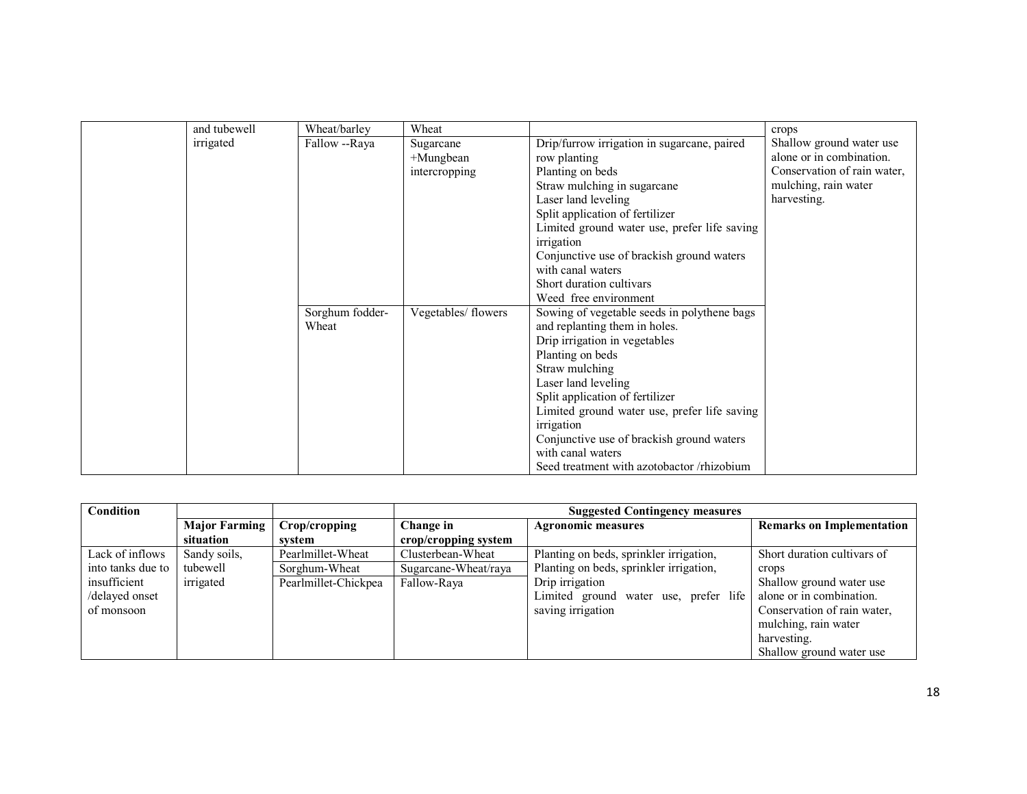| | and tubewell irrigated | Wheat/barley | Wheat | | crops |
|---|---|---|---|---|---|
| | | Fallow --Raya | Sugarcane +Mungbean intercropping | Drip/furrow irrigation in sugarcane, paired row planting<br>Planting on beds<br>Straw mulching in sugarcane<br>Laser land leveling<br>Split application of fertilizer<br>Limited ground water use, prefer life saving irrigation<br>Conjunctive use of brackish ground waters with canal waters<br>Short duration cultivars<br>Weed free environment | Shallow ground water use alone or in combination.<br>Conservation of rain water, mulching, rain water harvesting. |
| | | Sorghum fodder-Wheat | Vegetables/ flowers | Sowing of vegetable seeds in polythene bags and replanting them in holes.<br>Drip irrigation in vegetables<br>Planting on beds<br>Straw mulching<br>Laser land leveling<br>Split application of fertilizer<br>Limited ground water use, prefer life saving irrigation<br>Conjunctive use of brackish ground waters with canal waters<br>Seed treatment with azotobactor /rhizobium | |

| Condition | | | Suggested Contingency measures | | |
|---|---|---|---|---|---|
| | Major Farming situation | Crop/cropping system | Change in crop/cropping system | Agronomic measures | Remarks on Implementation |
| Lack of inflows into tanks due to insufficient /delayed onset of monsoon | Sandy soils, tubewell irrigated | Pearlmillet-Wheat | Clusterbean-Wheat | Planting on beds, sprinkler irrigation, | Short duration cultivars of crops<br>Shallow ground water use alone or in combination.<br>Conservation of rain water, mulching, rain water harvesting.<br>Shallow ground water use |
| | | Sorghum-Wheat | Sugarcane-Wheat/raya | Planting on beds, sprinkler irrigation, | |
| | | Pearlmillet-Chickpea | Fallow-Raya | Drip irrigation<br>Limited ground water use, prefer life saving irrigation | |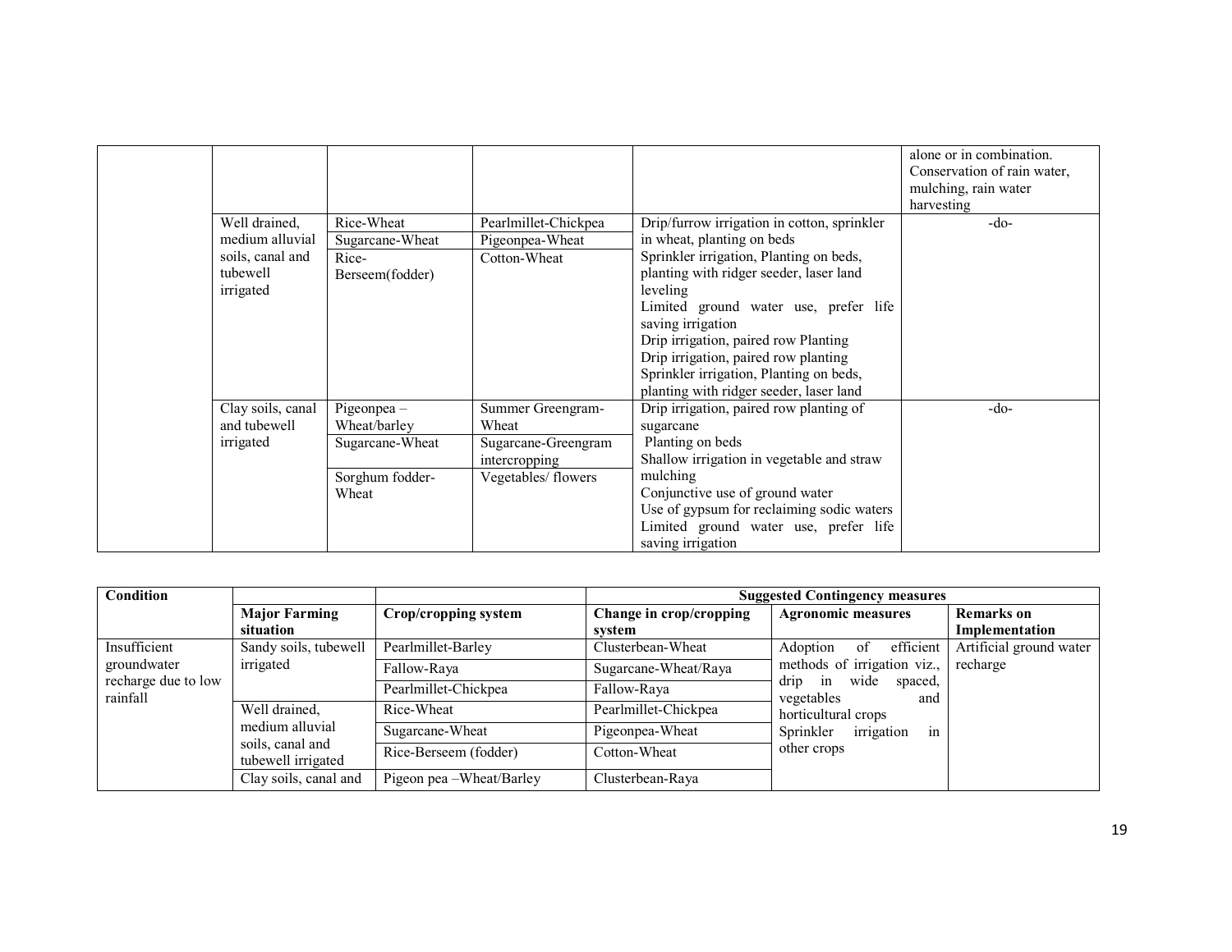| | | | | | |
|---|---|---|---|---|---|
| | | | | | alone or in combination. Conservation of rain water, mulching, rain water harvesting |
| | Well drained, medium alluvial soils, canal and tubewell irrigated | Rice-Wheat | Pearlmillet-Chickpea | Drip/furrow irrigation in cotton, sprinkler in wheat, planting on beds | -do- |
| | | Sugarcane-Wheat | Pigeonpea-Wheat | Sprinkler irrigation, Planting on beds, planting with ridger seeder, laser land leveling | |
| | | Rice-Berseem(fodder) | Cotton-Wheat | Limited ground water use, prefer life saving irrigation<br>Drip irrigation, paired row Planting<br>Drip irrigation, paired row planting<br>Sprinkler irrigation, Planting on beds, planting with ridger seeder, laser land | |
| | Clay soils, canal and tubewell irrigated | Pigeonpea – Wheat/barley | Summer Greengram-Wheat | Drip irrigation, paired row planting of sugarcane | -do- |
| | | Sugarcane-Wheat | Sugarcane-Greengram intercropping | Planting on beds<br>Shallow irrigation in vegetable and straw mulching | |
| | | Sorghum fodder-Wheat | Vegetables/ flowers | Conjunctive use of ground water<br>Use of gypsum for reclaiming sodic waters<br>Limited ground water use, prefer life saving irrigation | |

| Condition | | | Suggested Contingency measures | | |
|---|---|---|---|---|---|
| | Major Farming situation | Crop/cropping system | Change in crop/cropping system | Agronomic measures | Remarks on Implementation |
| Insufficient groundwater recharge due to low rainfall | Sandy soils, tubewell irrigated | Pearlmillet-Barley | Clusterbean-Wheat | Adoption of efficient methods of irrigation viz., drip in wide spaced, vegetables and horticultural crops<br>Sprinkler irrigation in other crops | Artificial ground water recharge |
| | | Fallow-Raya | Sugarcane-Wheat/Raya | | |
| | | Pearlmillet-Chickpea | Fallow-Raya | | |
| | Well drained, medium alluvial soils, canal and tubewell irrigated | Rice-Wheat | Pearlmillet-Chickpea | | |
| | | Sugarcane-Wheat | Pigeonpea-Wheat | | |
| | | Rice-Berseem (fodder) | Cotton-Wheat | | |
| | Clay soils, canal and | Pigeon pea –Wheat/Barley | Clusterbean-Raya | | |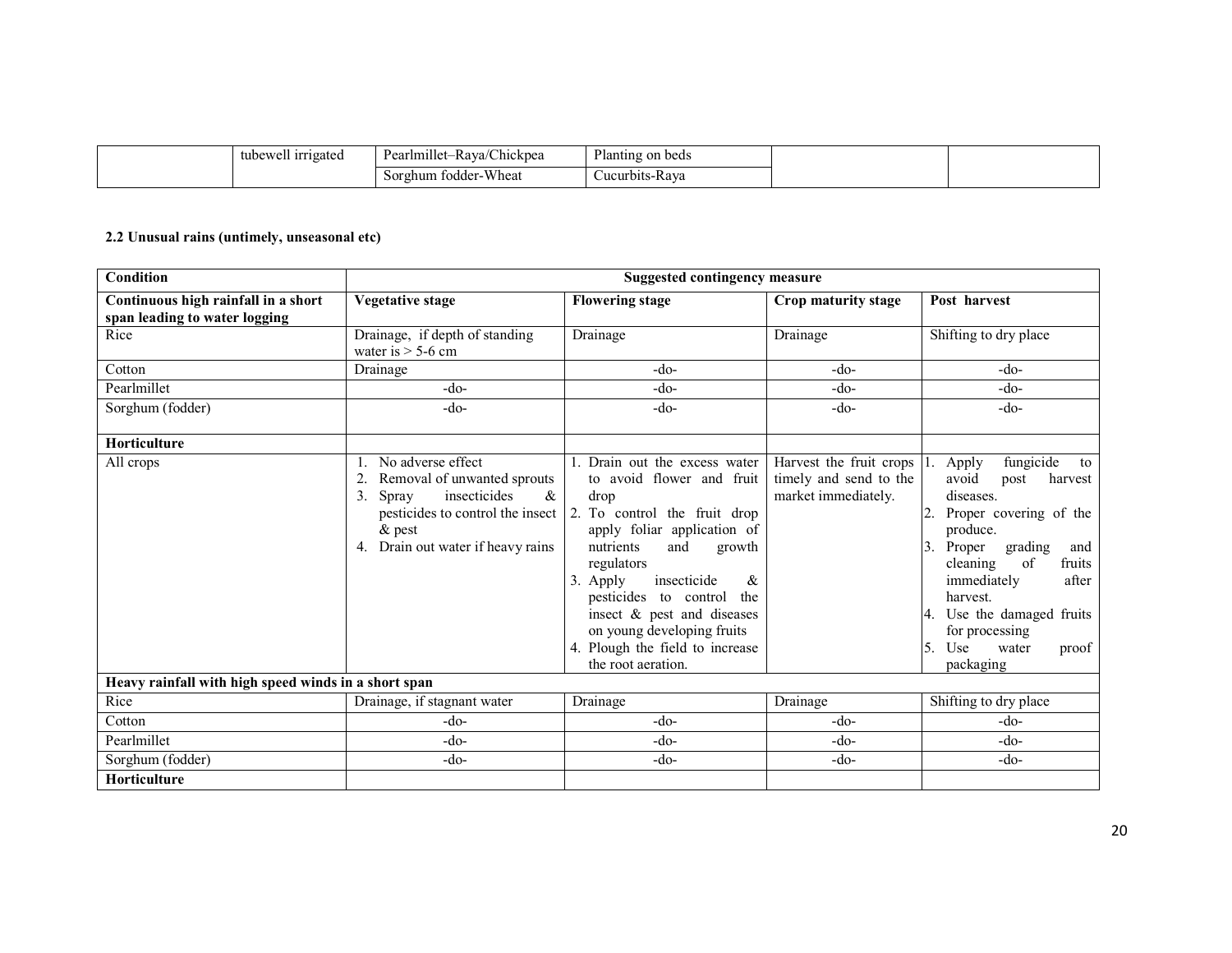|  | tubewell irrigated | Pearlmillet–Raya/Chickpea | Planting on beds |  |  |
|---|---|---|---|---|---|
|  |  | Sorghum fodder-Wheat | Cucurbits-Raya |  |  |

**2.2 Unusual rains (untimely, unseasonal etc)**

| Condition | Suggested contingency measure | | | |
|---|---|---|---|---|
| **Continuous high rainfall in a short span leading to water logging** | **Vegetative stage** | **Flowering stage** | **Crop maturity stage** | **Post harvest** |
| Rice | Drainage, if depth of standing water is > 5-6 cm | Drainage | Drainage | Shifting to dry place |
| Cotton | Drainage | -do- | -do- | -do- |
| Pearlmillet | -do- | -do- | -do- | -do- |
| Sorghum (fodder) | -do- | -do- | -do- | -do- |
| **Horticulture** |  |  |  |  |
| All crops | 1. No adverse effect<br>2. Removal of unwanted sprouts<br>3. Spray insecticides & pesticides to control the insect & pest<br>4. Drain out water if heavy rains | 1. Drain out the excess water to avoid flower and fruit drop<br>2. To control the fruit drop apply foliar application of nutrients and growth regulators<br>3. Apply insecticide & pesticides to control the insect & pest and diseases on young developing fruits<br>4. Plough the field to increase the root aeration. | Harvest the fruit crops timely and send to the market immediately. | 1. Apply fungicide to avoid post harvest diseases.<br>2. Proper covering of the produce.<br>3. Proper grading and cleaning of fruits immediately after harvest.<br>4. Use the damaged fruits for processing<br>5. Use water proof packaging |
| **Heavy rainfall with high speed winds in a short span** |  |  |  |  |
| Rice | Drainage, if stagnant water | Drainage | Drainage | Shifting to dry place |
| Cotton | -do- | -do- | -do- | -do- |
| Pearlmillet | -do- | -do- | -do- | -do- |
| Sorghum (fodder) | -do- | -do- | -do- | -do- |
| **Horticulture** |  |  |  |  |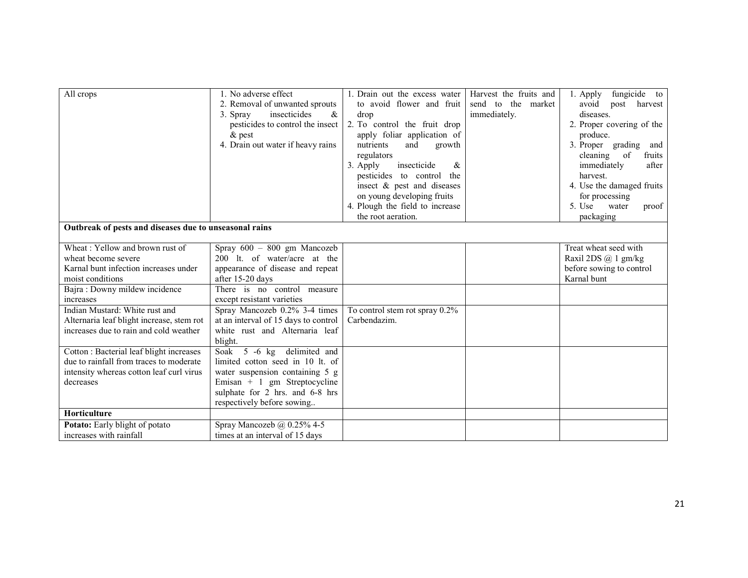| All crops | 1. No adverse effect<br>2. Removal of unwanted sprouts<br>3. Spray insecticides & pesticides to control the insect & pest<br>4. Drain out water if heavy rains | 1. Drain out the excess water to avoid flower and fruit drop<br>2. To control the fruit drop apply foliar application of nutrients and growth regulators<br>3. Apply insecticide & pesticides to control the insect & pest and diseases on young developing fruits<br>4. Plough the field to increase the root aeration. | Harvest the fruits and send to the market immediately. | 1. Apply fungicide to avoid post harvest diseases.<br>2. Proper covering of the produce.<br>3. Proper grading and cleaning of fruits immediately after harvest.<br>4. Use the damaged fruits for processing<br>5. Use water proof packaging |
|---|---|---|---|---|
| **Outbreak of pests and diseases due to unseasonal rains** | | | | |
| Wheat : Yellow and brown rust of wheat become severe<br>Karnal bunt infection increases under moist conditions | Spray 600 – 800 gm Mancozeb 200 lt. of water/acre at the appearance of disease and repeat after 15-20 days | | | Treat wheat seed with Raxil 2DS @ 1 gm/kg before sowing to control Karnal bunt |
| Bajra : Downy mildew incidence increases | There is no control measure except resistant varieties | | | |
| Indian Mustard: White rust and Alternaria leaf blight increase, stem rot increases due to rain and cold weather | Spray Mancozeb 0.2% 3-4 times at an interval of 15 days to control white rust and Alternaria leaf blight. | To control stem rot spray 0.2% Carbendazim. | | |
| Cotton : Bacterial leaf blight increases due to rainfall from traces to moderate intensity whereas cotton leaf curl virus decreases | Soak 5 -6 kg delimited and limited cotton seed in 10 lt. of water suspension containing 5 g Emisan + 1 gm Streptocycline sulphate for 2 hrs. and 6-8 hrs respectively before sowing.. | | | |
| **Horticulture** | | | | |
| **Potato:** Early blight of potato increases with rainfall | Spray Mancozeb @ 0.25% 4-5 times at an interval of 15 days | | | |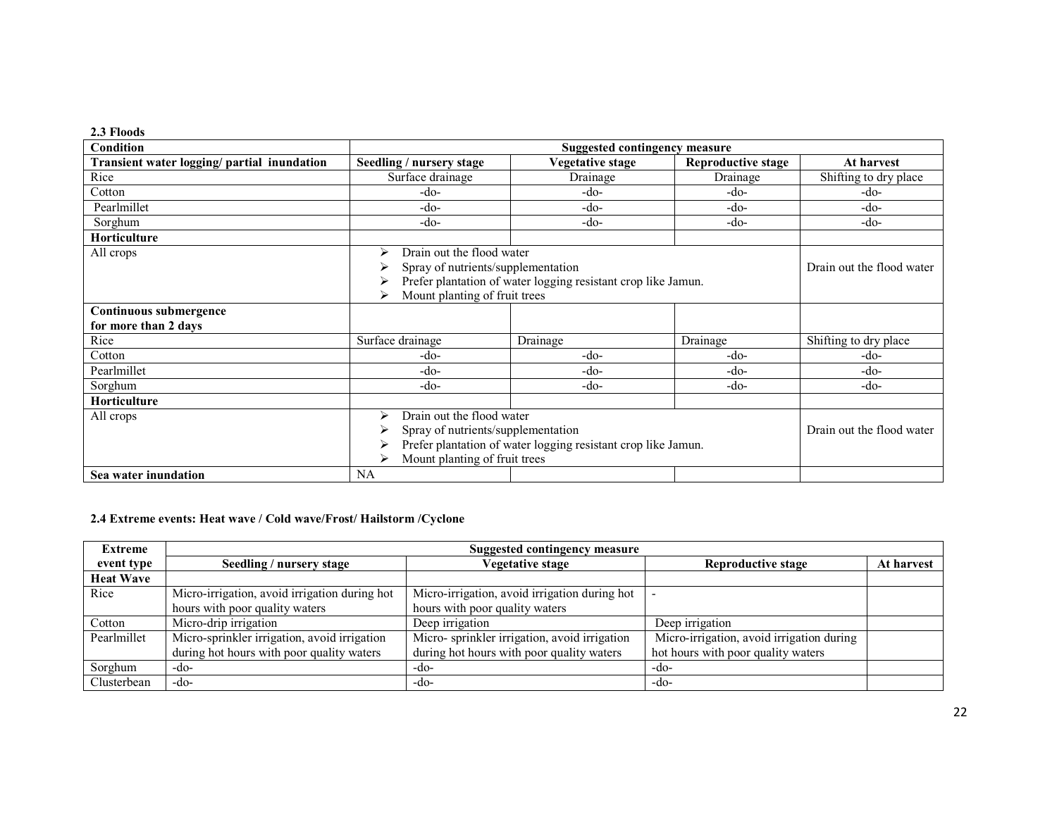**2.3 Floods**

| Condition | Suggested contingency measure | | | |
|---|---|---|---|---|
| **Transient water logging/ partial inundation** | **Seedling / nursery stage** | **Vegetative stage** | **Reproductive stage** | **At harvest** |
| Rice | Surface drainage | Drainage | Drainage | Shifting to dry place |
| Cotton | -do- | -do- | -do- | -do- |
| Pearlmillet | -do- | -do- | -do- | -do- |
| Sorghum | -do- | -do- | -do- | -do- |
| **Horticulture** | | | | |
| All crops | ➢ Drain out the flood water<br>➢ Spray of nutrients/supplementation<br>➢ Prefer plantation of water logging resistant crop like Jamun.<br>➢ Mount planting of fruit trees | | | Drain out the flood water |
| **Continuous submergence for more than 2 days** | | | | |
| Rice | Surface drainage | Drainage | Drainage | Shifting to dry place |
| Cotton | -do- | -do- | -do- | -do- |
| Pearlmillet | -do- | -do- | -do- | -do- |
| Sorghum | -do- | -do- | -do- | -do- |
| **Horticulture** | | | | |
| All crops | ➢ Drain out the flood water<br>➢ Spray of nutrients/supplementation<br>➢ Prefer plantation of water logging resistant crop like Jamun.<br>➢ Mount planting of fruit trees | | | Drain out the flood water |
| **Sea water inundation** | NA | | | |

**2.4 Extreme events: Heat wave / Cold wave/Frost/ Hailstorm /Cyclone**

| Extreme event type | Suggested contingency measure | | | |
|---|---|---|---|---|
| | **Seedling / nursery stage** | **Vegetative stage** | **Reproductive stage** | **At harvest** |
| **Heat Wave** | | | | |
| Rice | Micro-irrigation, avoid irrigation during hot hours with poor quality waters | Micro-irrigation, avoid irrigation during hot hours with poor quality waters | - | |
| Cotton | Micro-drip irrigation | Deep irrigation | Deep irrigation | |
| Pearlmillet | Micro-sprinkler irrigation, avoid irrigation during hot hours with poor quality waters | Micro- sprinkler irrigation, avoid irrigation during hot hours with poor quality waters | Micro-irrigation, avoid irrigation during hot hours with poor quality waters | |
| Sorghum | -do- | -do- | -do- | |
| Clusterbean | -do- | -do- | -do- | |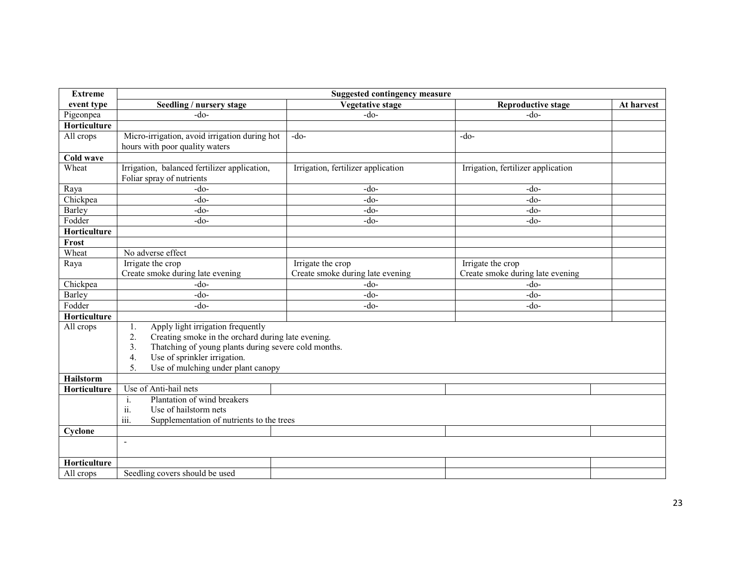| Extreme event type | Suggested contingency measure | | | |
|---|---|---|---|---|
| | Seedling / nursery stage | Vegetative stage | Reproductive stage | At harvest |
| Pigeonpea | -do- | -do- | -do- | |
| **Horticulture** | | | | |
| All crops | Micro-irrigation, avoid irrigation during hot hours with poor quality waters | -do- | -do- | |
| **Cold wave** | | | | |
| Wheat | Irrigation, balanced fertilizer application, Foliar spray of nutrients | Irrigation, fertilizer application | Irrigation, fertilizer application | |
| Raya | -do- | -do- | -do- | |
| Chickpea | -do- | -do- | -do- | |
| Barley | -do- | -do- | -do- | |
| Fodder | -do- | -do- | -do- | |
| **Horticulture** | | | | |
| **Frost** | | | | |
| Wheat | No adverse effect | | | |
| Raya | Irrigate the crop<br>Create smoke during late evening | Irrigate the crop<br>Create smoke during late evening | Irrigate the crop<br>Create smoke during late evening | |
| Chickpea | -do- | -do- | -do- | |
| Barley | -do- | -do- | -do- | |
| Fodder | -do- | -do- | -do- | |
| **Horticulture** | | | | |
| All crops | 1. Apply light irrigation frequently<br>2. Creating smoke in the orchard during late evening.<br>3. Thatching of young plants during severe cold months.<br>4. Use of sprinkler irrigation.<br>5. Use of mulching under plant canopy | | | |
| **Hailstorm** | | | | |
| **Horticulture** | Use of Anti-hail nets | | | |
| | i. Plantation of wind breakers<br>ii. Use of hailstorm nets<br>iii. Supplementation of nutrients to the trees | | | |
| **Cyclone** | | | | |
| | - | | | |
| **Horticulture** | | | | |
| All crops | Seedling covers should be used | | | |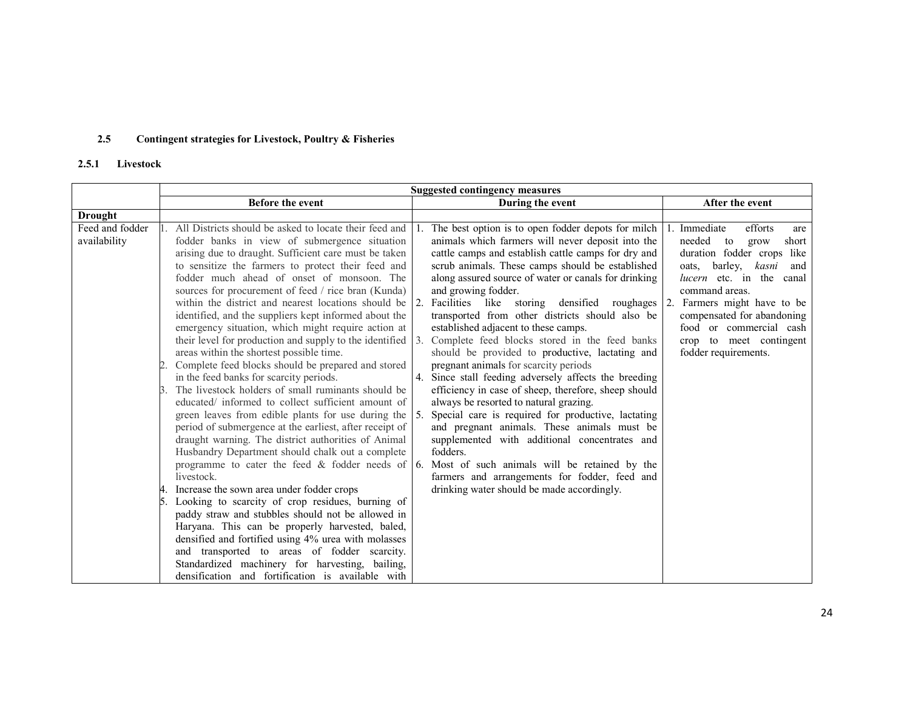### 2.5 Contingent strategies for Livestock, Poultry & Fisheries

#### 2.5.1 Livestock

| | Suggested contingency measures | | |
|---|---|---|---|
| | **Before the event** | **During the event** | **After the event** |
| **Drought** | | | |
| Feed and fodder availability | 1. All Districts should be asked to locate their feed and fodder banks in view of submergence situation arising due to draught. Sufficient care must be taken to sensitize the farmers to protect their feed and fodder much ahead of onset of monsoon. The sources for procurement of feed / rice bran (Kunda) within the district and nearest locations should be identified, and the suppliers kept informed about the emergency situation, which might require action at their level for production and supply to the identified areas within the shortest possible time.<br>2. Complete feed blocks should be prepared and stored in the feed banks for scarcity periods.<br>3. The livestock holders of small ruminants should be educated/ informed to collect sufficient amount of green leaves from edible plants for use during the period of submergence at the earliest, after receipt of draught warning. The district authorities of Animal Husbandry Department should chalk out a complete programme to cater the feed & fodder needs of livestock.<br>4. Increase the sown area under fodder crops<br>5. Looking to scarcity of crop residues, burning of paddy straw and stubbles should not be allowed in Haryana. This can be properly harvested, baled, densified and fortified using 4% urea with molasses and transported to areas of fodder scarcity. Standardized machinery for harvesting, bailing, densification and fortification is available with | 1. The best option is to open fodder depots for milch animals which farmers will never deposit into the cattle camps and establish cattle camps for dry and scrub animals. These camps should be established along assured source of water or canals for drinking and growing fodder.<br>2. Facilities like storing densified roughages transported from other districts should also be established adjacent to these camps.<br>3. Complete feed blocks stored in the feed banks should be provided to productive, lactating and pregnant animals for scarcity periods<br>4. Since stall feeding adversely affects the breeding efficiency in case of sheep, therefore, sheep should always be resorted to natural grazing.<br>5. Special care is required for productive, lactating and pregnant animals. These animals must be supplemented with additional concentrates and fodders.<br>6. Most of such animals will be retained by the farmers and arrangements for fodder, feed and drinking water should be made accordingly. | 1. Immediate efforts are needed to grow short duration fodder crops like oats, barley, *kasni* and *lucern* etc. in the canal command areas.<br>2. Farmers might have to be compensated for abandoning food or commercial cash crop to meet contingent fodder requirements. |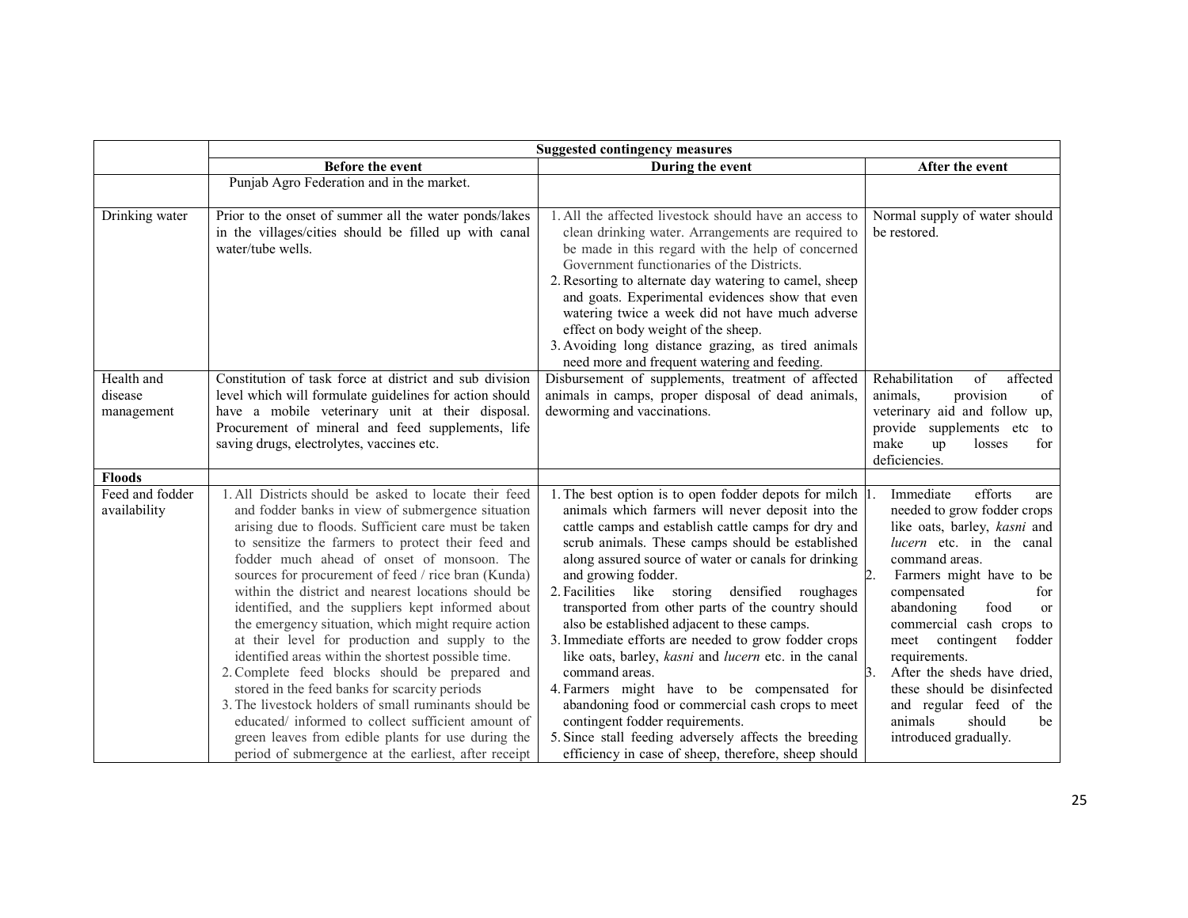| | Suggested contingency measures | | |
|---|---|---|---|
| | **Before the event** | **During the event** | **After the event** |
| | Punjab Agro Federation and in the market. | | |
| Drinking water | Prior to the onset of summer all the water ponds/lakes in the villages/cities should be filled up with canal water/tube wells. | 1. All the affected livestock should have an access to clean drinking water. Arrangements are required to be made in this regard with the help of concerned Government functionaries of the Districts.<br>2. Resorting to alternate day watering to camel, sheep and goats. Experimental evidences show that even watering twice a week did not have much adverse effect on body weight of the sheep.<br>3. Avoiding long distance grazing, as tired animals need more and frequent watering and feeding. | Normal supply of water should be restored. |
| Health and disease management | Constitution of task force at district and sub division level which will formulate guidelines for action should have a mobile veterinary unit at their disposal. Procurement of mineral and feed supplements, life saving drugs, electrolytes, vaccines etc. | Disbursement of supplements, treatment of affected animals in camps, proper disposal of dead animals, deworming and vaccinations. | Rehabilitation of affected animals, provision of veterinary aid and follow up, provide supplements etc to make up losses for deficiencies. |
| **Floods** | | | |
| Feed and fodder availability | 1. All Districts should be asked to locate their feed and fodder banks in view of submergence situation arising due to floods. Sufficient care must be taken to sensitize the farmers to protect their feed and fodder much ahead of onset of monsoon. The sources for procurement of feed / rice bran (Kunda) within the district and nearest locations should be identified, and the suppliers kept informed about the emergency situation, which might require action at their level for production and supply to the identified areas within the shortest possible time.<br>2. Complete feed blocks should be prepared and stored in the feed banks for scarcity periods<br>3. The livestock holders of small ruminants should be educated/ informed to collect sufficient amount of green leaves from edible plants for use during the period of submergence at the earliest, after receipt | 1. The best option is to open fodder depots for milch animals which farmers will never deposit into the cattle camps and establish cattle camps for dry and scrub animals. These camps should be established along assured source of water or canals for drinking and growing fodder.<br>2. Facilities like storing densified roughages transported from other parts of the country should also be established adjacent to these camps.<br>3. Immediate efforts are needed to grow fodder crops like oats, barley, *kasni* and *lucern* etc. in the canal command areas.<br>4. Farmers might have to be compensated for abandoning food or commercial cash crops to meet contingent fodder requirements.<br>5. Since stall feeding adversely affects the breeding efficiency in case of sheep, therefore, sheep should | 1. Immediate efforts are needed to grow fodder crops like oats, barley, *kasni* and *lucern* etc. in the canal command areas.<br>2. Farmers might have to be compensated for abandoning food or commercial cash crops to meet contingent fodder requirements.<br>3. After the sheds have dried, these should be disinfected and regular feed of the animals should be introduced gradually. |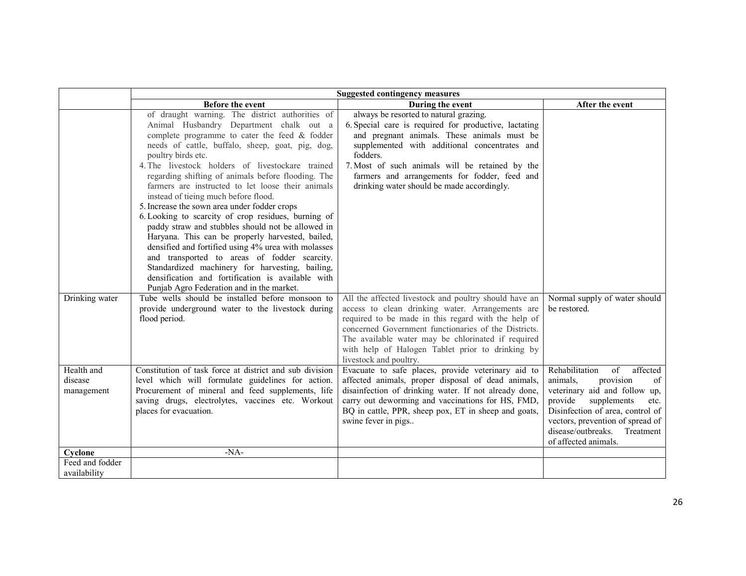| | Suggested contingency measures | | |
|---|---|---|---|
| | **Before the event** | **During the event** | **After the event** |
| | of draught warning. The district authorities of Animal Husbandry Department chalk out a complete programme to cater the feed & fodder needs of cattle, buffalo, sheep, goat, pig, dog, poultry birds etc.<br>4. The livestock holders of livestockare trained regarding shifting of animals before flooding. The farmers are instructed to let loose their animals instead of tieing much before flood.<br>5. Increase the sown area under fodder crops<br>6. Looking to scarcity of crop residues, burning of paddy straw and stubbles should not be allowed in Haryana. This can be properly harvested, bailed, densified and fortified using 4% urea with molasses and transported to areas of fodder scarcity. Standardized machinery for harvesting, bailing, densification and fortification is available with Punjab Agro Federation and in the market. | always be resorted to natural grazing.<br>6. Special care is required for productive, lactating and pregnant animals. These animals must be supplemented with additional concentrates and fodders.<br>7. Most of such animals will be retained by the farmers and arrangements for fodder, feed and drinking water should be made accordingly. | |
| Drinking water | Tube wells should be installed before monsoon to provide underground water to the livestock during flood period. | All the affected livestock and poultry should have an access to clean drinking water. Arrangements are required to be made in this regard with the help of concerned Government functionaries of the Districts. The available water may be chlorinated if required with help of Halogen Tablet prior to drinking by livestock and poultry. | Normal supply of water should be restored. |
| Health and disease management | Constitution of task force at district and sub division level which will formulate guidelines for action. Procurement of mineral and feed supplements, life saving drugs, electrolytes, vaccines etc. Workout places for evacuation. | Evacuate to safe places, provide veterinary aid to affected animals, proper disposal of dead animals, disainfection of drinking water. If not already done, carry out deworming and vaccinations for HS, FMD, BQ in cattle, PPR, sheep pox, ET in sheep and goats, swine fever in pigs.. | Rehabilitation of affected animals, provision of veterinary aid and follow up, provide supplements etc. Disinfection of area, control of vectors, prevention of spread of disease/outbreaks. Treatment of affected animals. |
| **Cyclone** | -NA- | | |
| Feed and fodder availability | | | |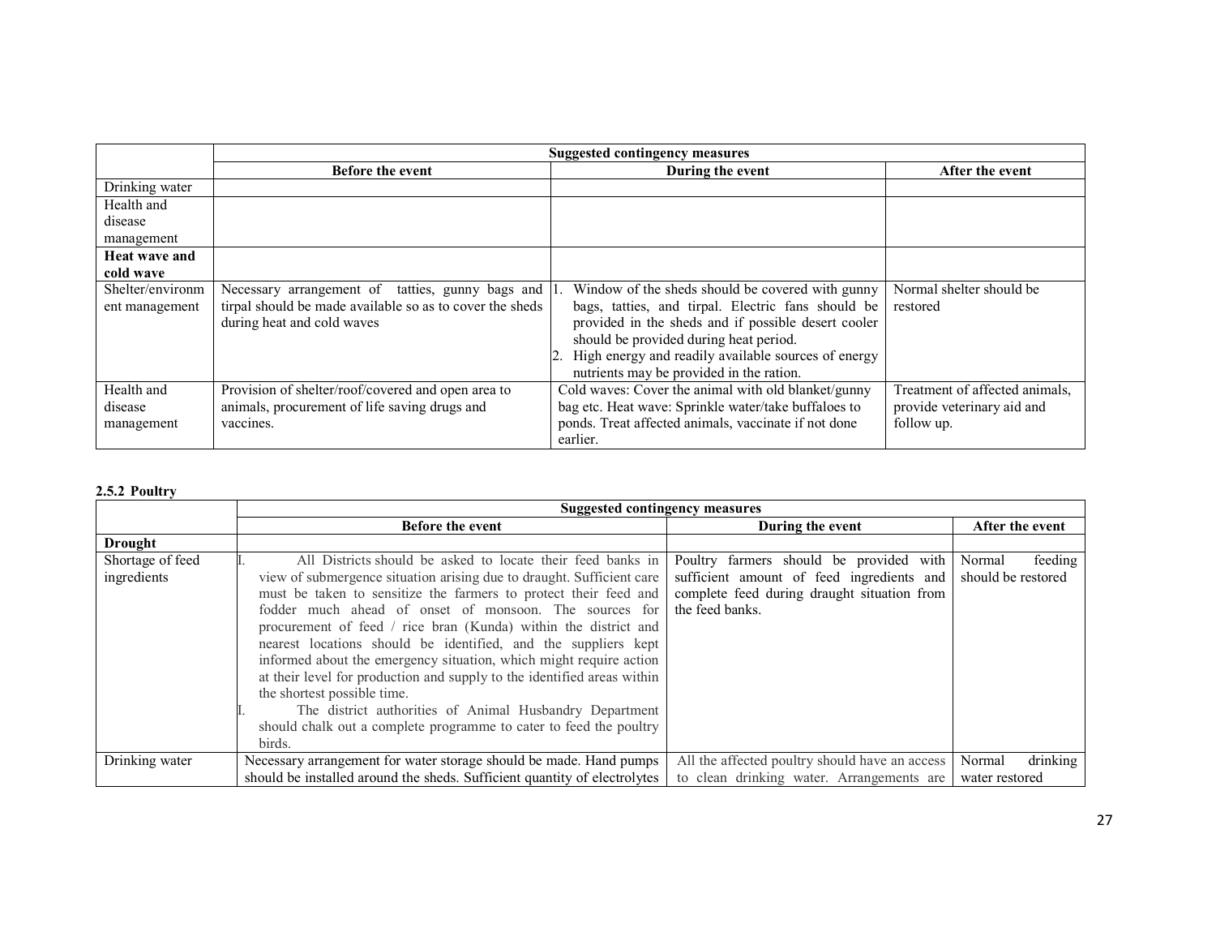| | Suggested contingency measures | | |
|---|---|---|---|
| | **Before the event** | **During the event** | **After the event** |
| Drinking water | | | |
| Health and disease management | | | |
| **Heat wave and cold wave** | | | |
| Shelter/environment management | Necessary arrangement of tatties, gunny bags and tirpal should be made available so as to cover the sheds during heat and cold waves | 1. Window of the sheds should be covered with gunny bags, tatties, and tirpal. Electric fans should be provided in the sheds and if possible desert cooler should be provided during heat period.<br>2. High energy and readily available sources of energy nutrients may be provided in the ration. | Normal shelter should be restored |
| Health and disease management | Provision of shelter/roof/covered and open area to animals, procurement of life saving drugs and vaccines. | Cold waves: Cover the animal with old blanket/gunny bag etc. Heat wave: Sprinkle water/take buffaloes to ponds. Treat affected animals, vaccinate if not done earlier. | Treatment of affected animals, provide veterinary aid and follow up. |

**2.5.2 Poultry**

| | Suggested contingency measures | | |
|---|---|---|---|
| | **Before the event** | **During the event** | **After the event** |
| **Drought** | | | |
| Shortage of feed ingredients | I. All Districts should be asked to locate their feed banks in view of submergence situation arising due to draught. Sufficient care must be taken to sensitize the farmers to protect their feed and fodder much ahead of onset of monsoon. The sources for procurement of feed / rice bran (Kunda) within the district and nearest locations should be identified, and the suppliers kept informed about the emergency situation, which might require action at their level for production and supply to the identified areas within the shortest possible time.<br>I. The district authorities of Animal Husbandry Department should chalk out a complete programme to cater to feed the poultry birds. | Poultry farmers should be provided with sufficient amount of feed ingredients and complete feed during draught situation from the feed banks. | Normal feeding should be restored |
| Drinking water | Necessary arrangement for water storage should be made. Hand pumps should be installed around the sheds. Sufficient quantity of electrolytes | All the affected poultry should have an access to clean drinking water. Arrangements are | Normal drinking water restored |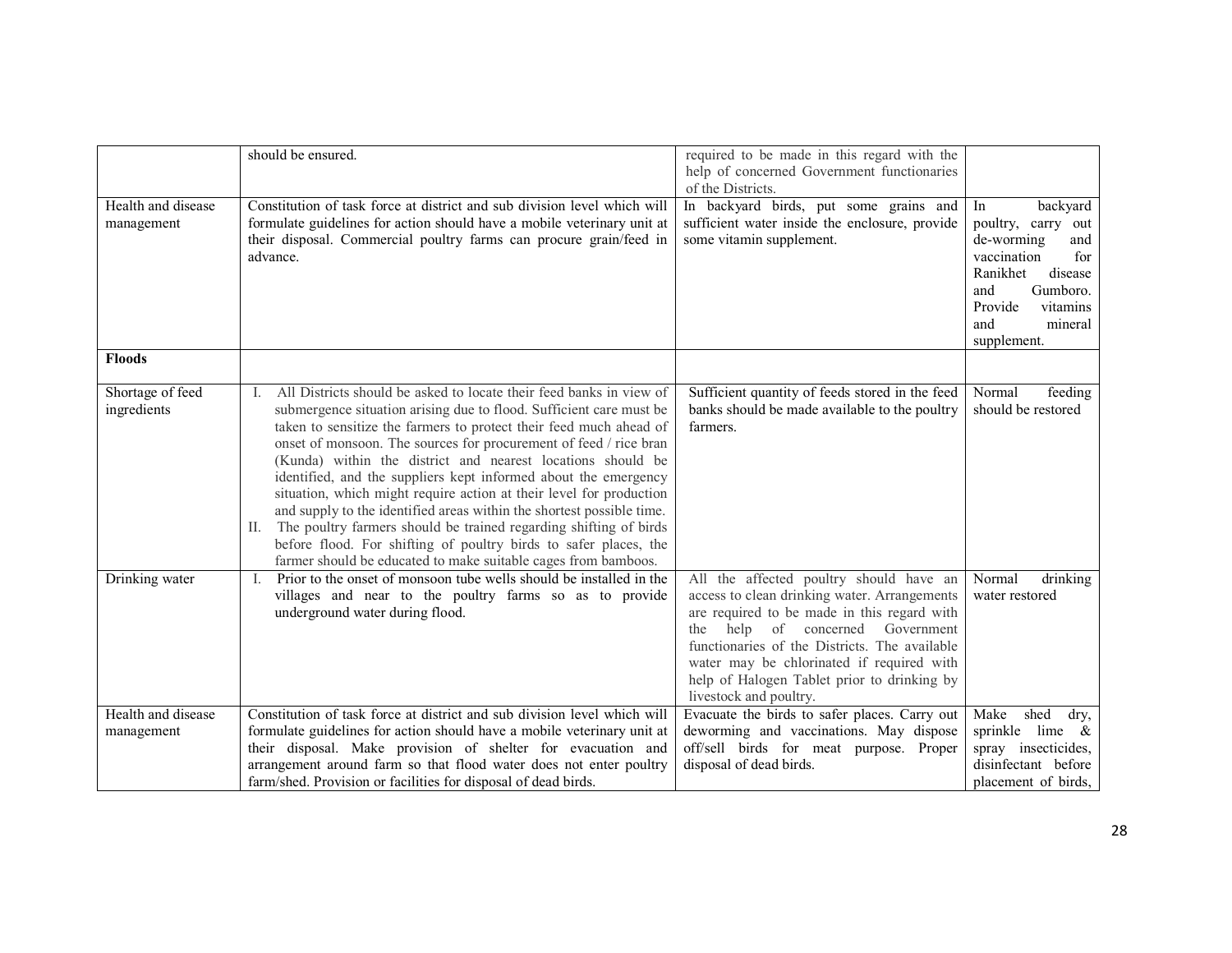|  | should be ensured. | required to be made in this regard with the help of concerned Government functionaries of the Districts. |  |
|---|---|---|---|
| Health and disease management | Constitution of task force at district and sub division level which will formulate guidelines for action should have a mobile veterinary unit at their disposal. Commercial poultry farms can procure grain/feed in advance. | In backyard birds, put some grains and sufficient water inside the enclosure, provide some vitamin supplement. | In backyard poultry, carry out de-worming and vaccination for Ranikhet disease and Gumboro. Provide vitamins and mineral supplement. |
| **Floods** |  |  |  |
| Shortage of feed ingredients | I. All Districts should be asked to locate their feed banks in view of submergence situation arising due to flood. Sufficient care must be taken to sensitize the farmers to protect their feed much ahead of onset of monsoon. The sources for procurement of feed / rice bran (Kunda) within the district and nearest locations should be identified, and the suppliers kept informed about the emergency situation, which might require action at their level for production and supply to the identified areas within the shortest possible time.<br>II. The poultry farmers should be trained regarding shifting of birds before flood. For shifting of poultry birds to safer places, the farmer should be educated to make suitable cages from bamboos. | Sufficient quantity of feeds stored in the feed banks should be made available to the poultry farmers. | Normal feeding should be restored |
| Drinking water | I. Prior to the onset of monsoon tube wells should be installed in the villages and near to the poultry farms so as to provide underground water during flood. | All the affected poultry should have an access to clean drinking water. Arrangements are required to be made in this regard with the help of concerned Government functionaries of the Districts. The available water may be chlorinated if required with help of Halogen Tablet prior to drinking by livestock and poultry. | Normal drinking water restored |
| Health and disease management | Constitution of task force at district and sub division level which will formulate guidelines for action should have a mobile veterinary unit at their disposal. Make provision of shelter for evacuation and arrangement around farm so that flood water does not enter poultry farm/shed. Provision or facilities for disposal of dead birds. | Evacuate the birds to safer places. Carry out deworming and vaccinations. May dispose off/sell birds for meat purpose. Proper disposal of dead birds. | Make shed dry, sprinkle lime & spray insecticides, disinfectant before placement of birds, |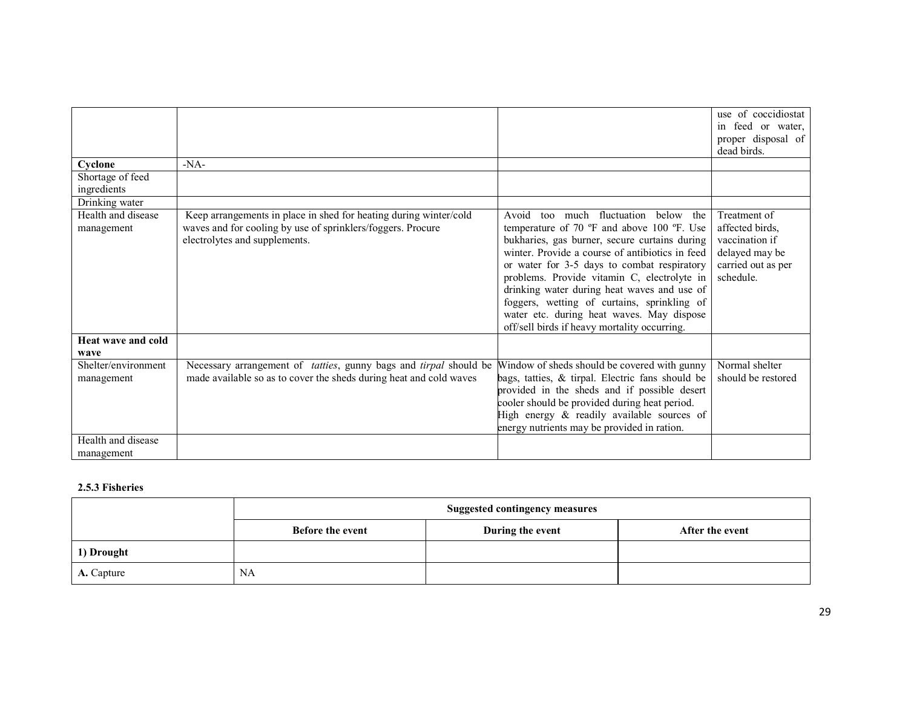| | | | |
|---|---|---|---|
| | | | use of coccidiostat in feed or water, proper disposal of dead birds. |
| **Cyclone** | -NA- | | |
| Shortage of feed ingredients | | | |
| Drinking water | | | |
| Health and disease management | Keep arrangements in place in shed for heating during winter/cold waves and for cooling by use of sprinklers/foggers. Procure electrolytes and supplements. | Avoid too much fluctuation below the temperature of 70 ºF and above 100 ºF. Use bukharies, gas burner, secure curtains during winter. Provide a course of antibiotics in feed or water for 3-5 days to combat respiratory problems. Provide vitamin C, electrolyte in drinking water during heat waves and use of foggers, wetting of curtains, sprinkling of water etc. during heat waves. May dispose off/sell birds if heavy mortality occurring. | Treatment of affected birds, vaccination if delayed may be carried out as per schedule. |
| **Heat wave and cold wave** | | | |
| Shelter/environment management | Necessary arrangement of *tatties*, gunny bags and *tirpal* should be made available so as to cover the sheds during heat and cold waves | Window of sheds should be covered with gunny bags, tatties, & tirpal. Electric fans should be provided in the sheds and if possible desert cooler should be provided during heat period. High energy & readily available sources of energy nutrients may be provided in ration. | Normal shelter should be restored |
| Health and disease management | | | |

**2.5.3 Fisheries**

| | Suggested contingency measures | | |
|---|---|---|---|
| | **Before the event** | **During the event** | **After the event** |
| **1) Drought** | | | |
| **A.** Capture | NA | | |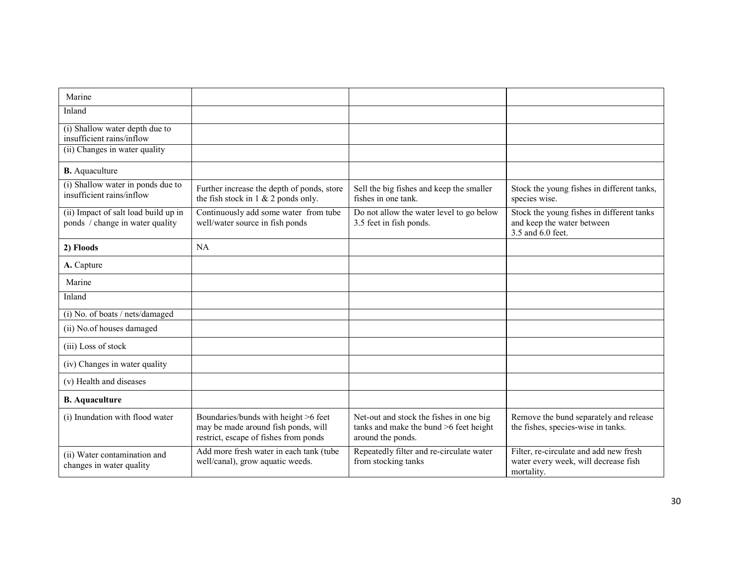| Marine | | | |
|---|---|---|---|
| Inland | | | |
| (i) Shallow water depth due to insufficient rains/inflow | | | |
| (ii) Changes in water quality | | | |
| **B.** Aquaculture | | | |
| (i) Shallow water in ponds due to insufficient rains/inflow | Further increase the depth of ponds, store the fish stock in 1 & 2 ponds only. | Sell the big fishes and keep the smaller fishes in one tank. | Stock the young fishes in different tanks, species wise. |
| (ii) Impact of salt load build up in ponds / change in water quality | Continuously add some water from tube well/water source in fish ponds | Do not allow the water level to go below 3.5 feet in fish ponds. | Stock the young fishes in different tanks and keep the water between 3.5 and 6.0 feet. |
| **2) Floods** | NA | | |
| **A.** Capture | | | |
| Marine | | | |
| Inland | | | |
| (i) No. of boats / nets/damaged | | | |
| (ii) No.of houses damaged | | | |
| (iii) Loss of stock | | | |
| (iv) Changes in water quality | | | |
| (v) Health and diseases | | | |
| **B. Aquaculture** | | | |
| (i) Inundation with flood water | Boundaries/bunds with height >6 feet may be made around fish ponds, will restrict, escape of fishes from ponds | Net-out and stock the fishes in one big tanks and make the bund >6 feet height around the ponds. | Remove the bund separately and release the fishes, species-wise in tanks. |
| (ii) Water contamination and changes in water quality | Add more fresh water in each tank (tube well/canal), grow aquatic weeds. | Repeatedly filter and re-circulate water from stocking tanks | Filter, re-circulate and add new fresh water every week, will decrease fish mortality. |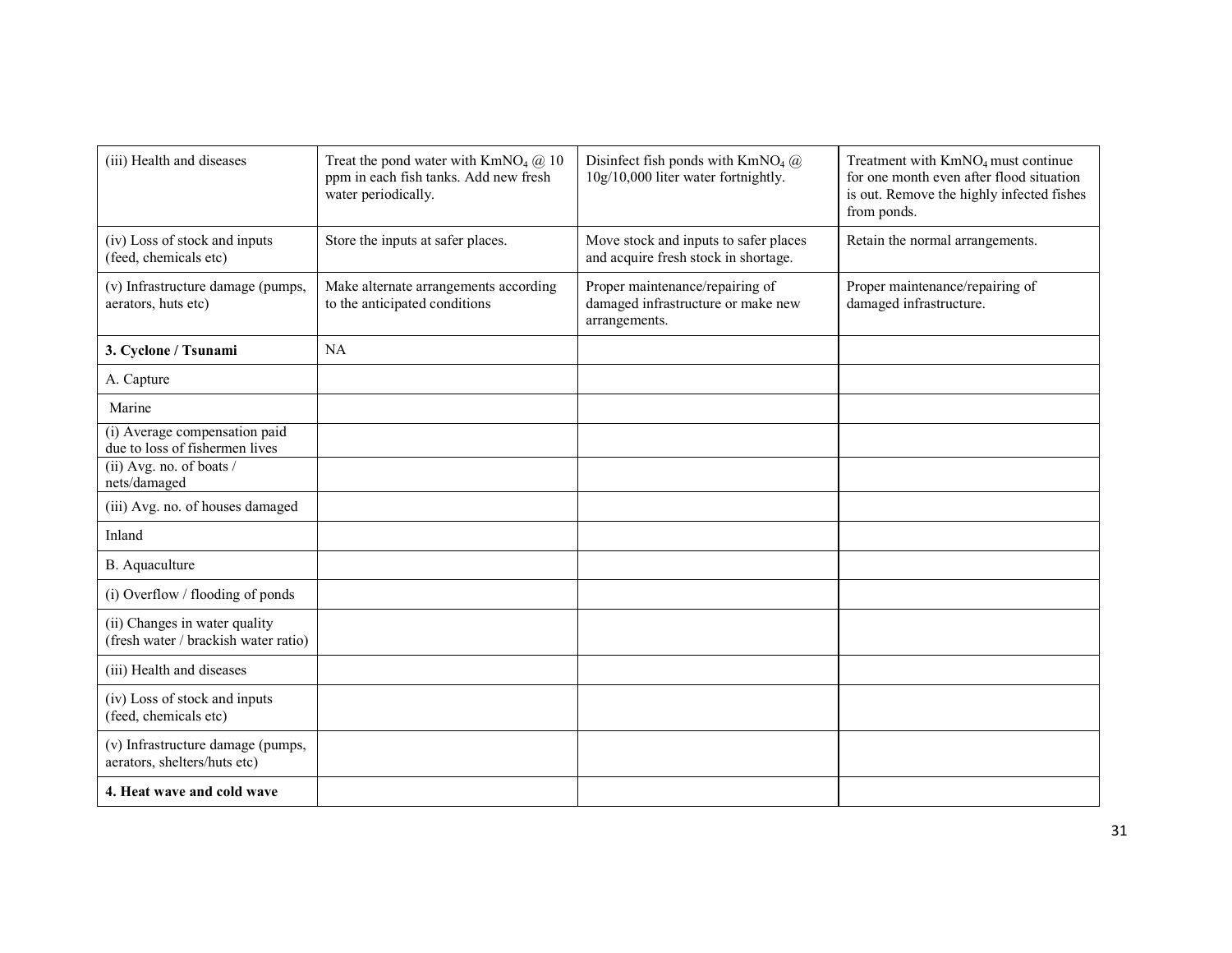| (iii) Health and diseases | Treat the pond water with $KmNO_4$ @ 10 ppm in each fish tanks. Add new fresh water periodically. | Disinfect fish ponds with $KmNO_4$ @ 10g/10,000 liter water fortnightly. | Treatment with $KmNO_4$ must continue for one month even after flood situation is out. Remove the highly infected fishes from ponds. |
|---|---|---|---|
| (iv) Loss of stock and inputs (feed, chemicals etc) | Store the inputs at safer places. | Move stock and inputs to safer places and acquire fresh stock in shortage. | Retain the normal arrangements. |
| (v) Infrastructure damage (pumps, aerators, huts etc) | Make alternate arrangements according to the anticipated conditions | Proper maintenance/repairing of damaged infrastructure or make new arrangements. | Proper maintenance/repairing of damaged infrastructure. |
| **3. Cyclone / Tsunami** | NA | | |
| A. Capture | | | |
| Marine | | | |
| (i) Average compensation paid due to loss of fishermen lives | | | |
| (ii) Avg. no. of boats / nets/damaged | | | |
| (iii) Avg. no. of houses damaged | | | |
| Inland | | | |
| B. Aquaculture | | | |
| (i) Overflow / flooding of ponds | | | |
| (ii) Changes in water quality (fresh water / brackish water ratio) | | | |
| (iii) Health and diseases | | | |
| (iv) Loss of stock and inputs (feed, chemicals etc) | | | |
| (v) Infrastructure damage (pumps, aerators, shelters/huts etc) | | | |
| **4. Heat wave and cold wave** | | | |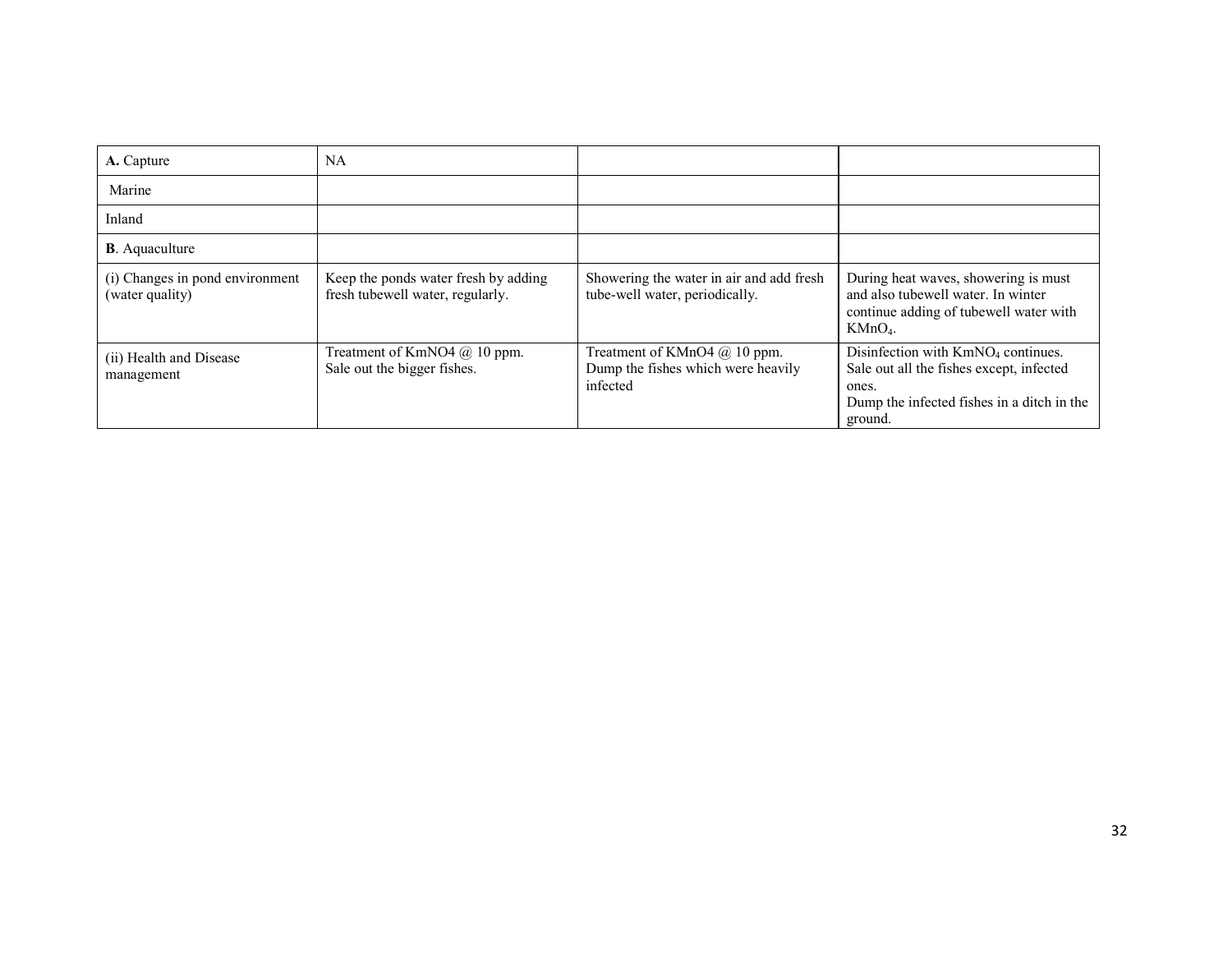| **A.** Capture | NA | | |
|---|---|---|---|
| Marine | | | |
| Inland | | | |
| **B**. Aquaculture | | | |
| (i) Changes in pond environment (water quality) | Keep the ponds water fresh by adding fresh tubewell water, regularly. | Showering the water in air and add fresh tube-well water, periodically. | During heat waves, showering is must and also tubewell water. In winter continue adding of tubewell water with $KMnO_4$. |
| (ii) Health and Disease management | Treatment of KmNO4 @ 10 ppm. Sale out the bigger fishes. | Treatment of KMnO4 @ 10 ppm. Dump the fishes which were heavily infected | Disinfection with $KmNO_4$ continues. Sale out all the fishes except, infected ones. Dump the infected fishes in a ditch in the ground. |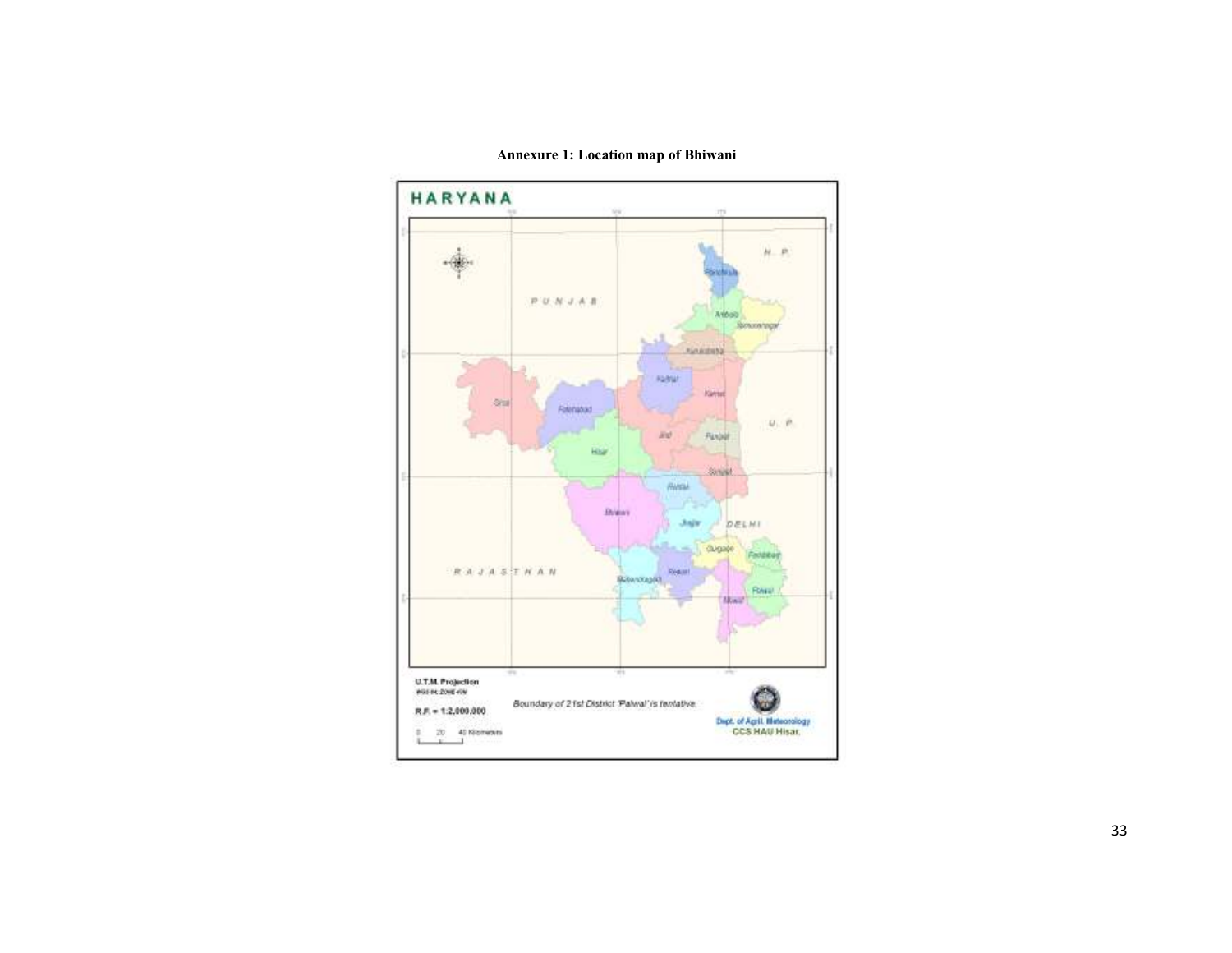**Annexure 1: Location map of Bhiwani**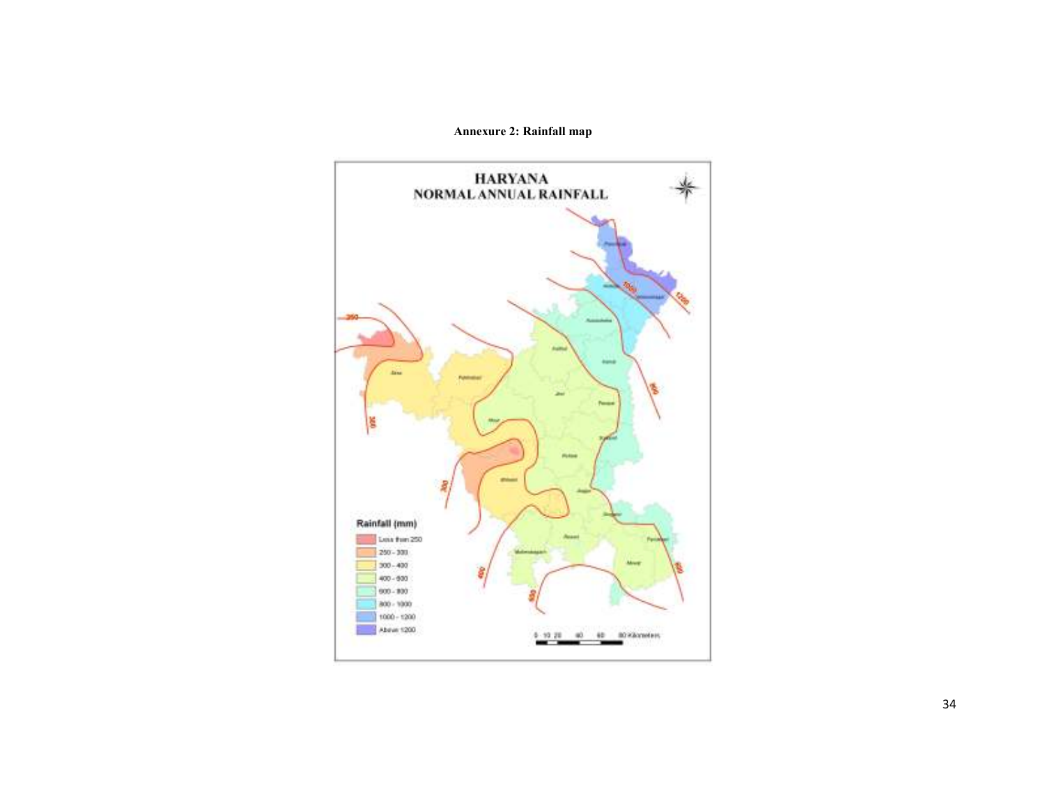**Annexure 2: Rainfall map**

HARYANA
NORMAL ANNUAL RAINFALL

Rainfall (mm)

Less than 250
250 - 300
300 - 400
400 - 600
600 - 800
800 - 1000
1000 - 1200
Above 1200

0 10 20 40 60 80 Kilometers

250
300
300
400
500
600
800
1000
1200
600